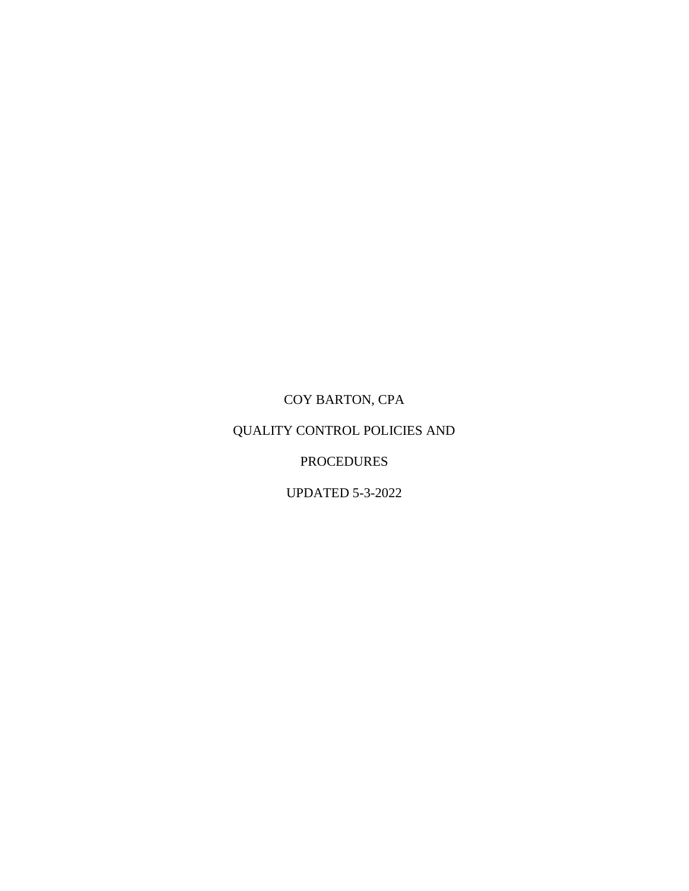# COY BARTON, CPA

# QUALITY CONTROL POLICIES AND PROCEDURES

UPDATED 5-3-2022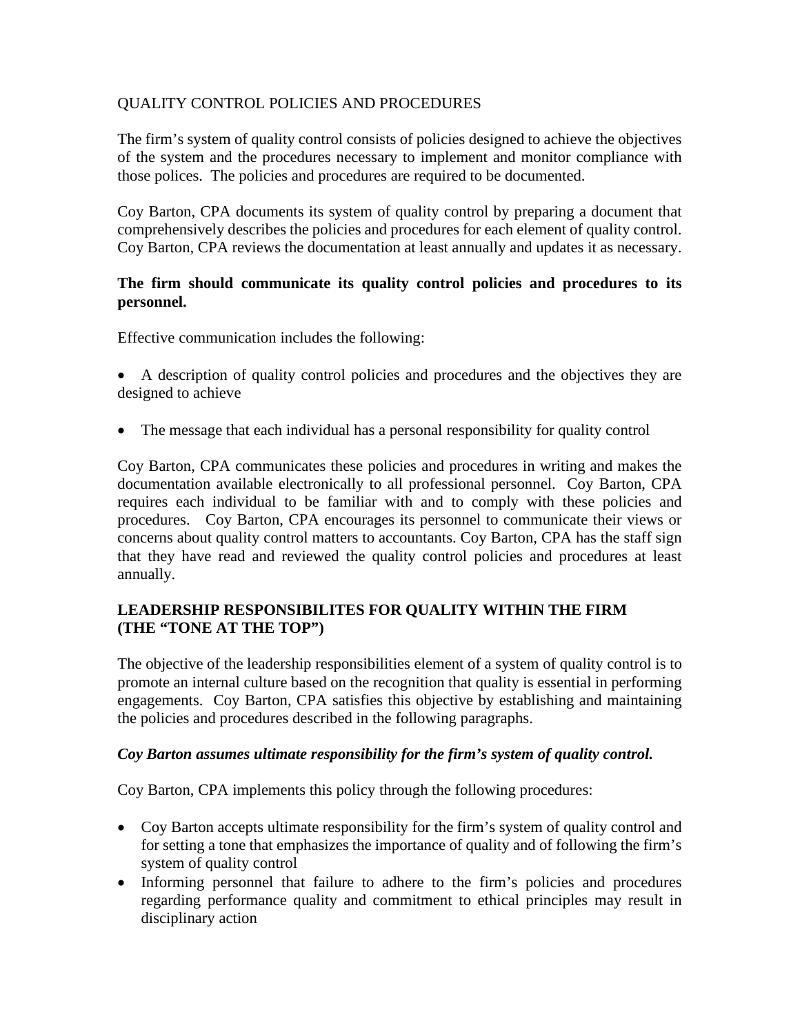QUALITY CONTROL POLICIES AND PROCEDURES

The firm's system of quality control consists of policies designed to achieve the objectives of the system and the procedures necessary to implement and monitor compliance with those polices. The policies and procedures are required to be documented.

Coy Barton, CPA documents its system of quality control by preparing a document that comprehensively describes the policies and procedures for each element of quality control. Coy Barton, CPA reviews the documentation at least annually and updates it as necessary.

**The firm should communicate its quality control policies and procedures to its personnel.**

Effective communication includes the following:

- A description of quality control policies and procedures and the objectives they are designed to achieve

- The message that each individual has a personal responsibility for quality control

Coy Barton, CPA communicates these policies and procedures in writing and makes the documentation available electronically to all professional personnel. Coy Barton, CPA requires each individual to be familiar with and to comply with these policies and procedures. Coy Barton, CPA encourages its personnel to communicate their views or concerns about quality control matters to accountants. Coy Barton, CPA has the staff sign that they have read and reviewed the quality control policies and procedures at least annually.

## LEADERSHIP RESPONSIBILITES FOR QUALITY WITHIN THE FIRM (THE "TONE AT THE TOP")

The objective of the leadership responsibilities element of a system of quality control is to promote an internal culture based on the recognition that quality is essential in performing engagements. Coy Barton, CPA satisfies this objective by establishing and maintaining the policies and procedures described in the following paragraphs.

***Coy Barton assumes ultimate responsibility for the firm's system of quality control.***

Coy Barton, CPA implements this policy through the following procedures:

- Coy Barton accepts ultimate responsibility for the firm's system of quality control and for setting a tone that emphasizes the importance of quality and of following the firm's system of quality control
- Informing personnel that failure to adhere to the firm's policies and procedures regarding performance quality and commitment to ethical principles may result in disciplinary action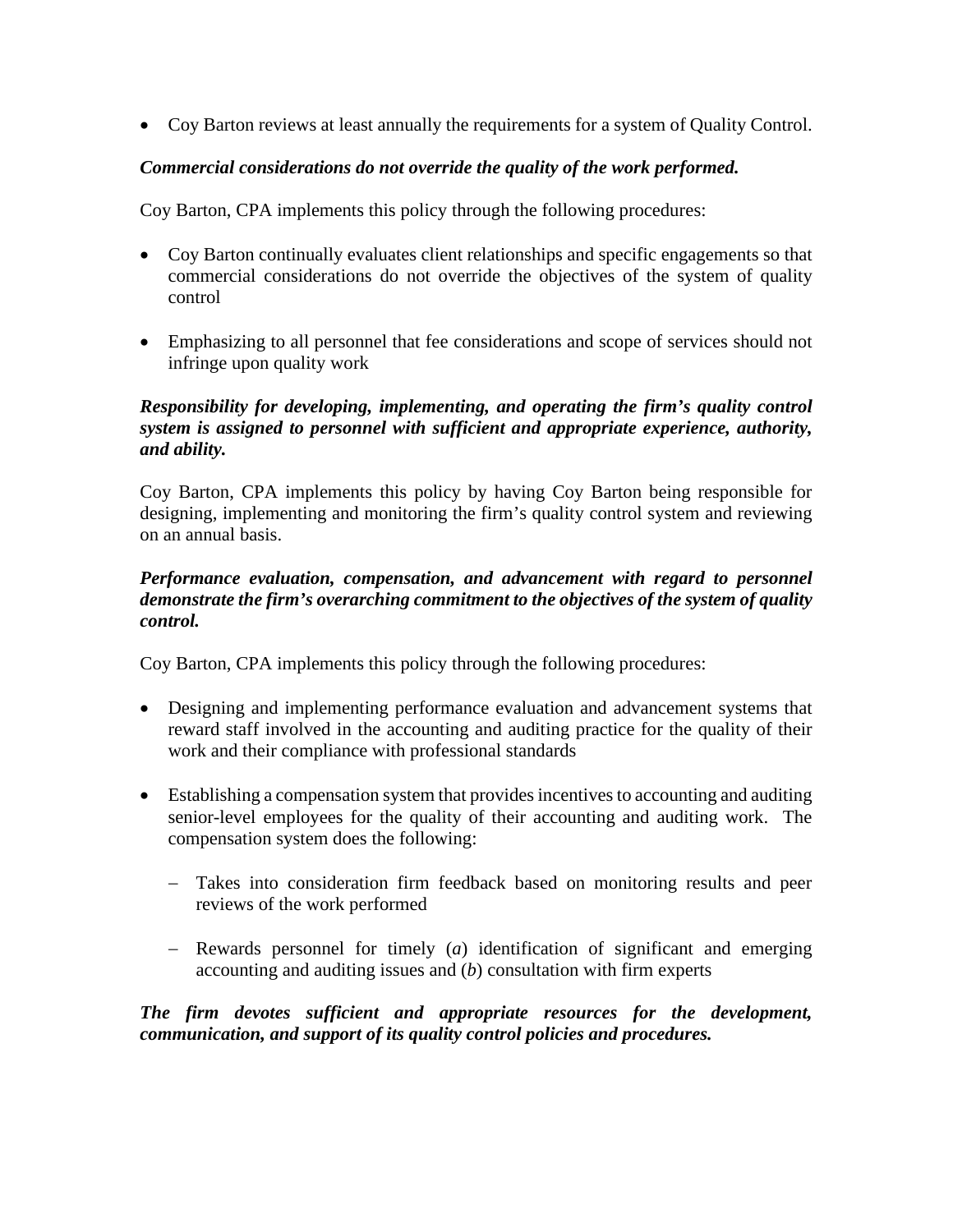- Coy Barton reviews at least annually the requirements for a system of Quality Control.

***Commercial considerations do not override the quality of the work performed.***

Coy Barton, CPA implements this policy through the following procedures:

- Coy Barton continually evaluates client relationships and specific engagements so that commercial considerations do not override the objectives of the system of quality control

- Emphasizing to all personnel that fee considerations and scope of services should not infringe upon quality work

***Responsibility for developing, implementing, and operating the firm's quality control system is assigned to personnel with sufficient and appropriate experience, authority, and ability.***

Coy Barton, CPA implements this policy by having Coy Barton being responsible for designing, implementing and monitoring the firm's quality control system and reviewing on an annual basis.

***Performance evaluation, compensation, and advancement with regard to personnel demonstrate the firm's overarching commitment to the objectives of the system of quality control.***

Coy Barton, CPA implements this policy through the following procedures:

- Designing and implementing performance evaluation and advancement systems that reward staff involved in the accounting and auditing practice for the quality of their work and their compliance with professional standards

- Establishing a compensation system that provides incentives to accounting and auditing senior-level employees for the quality of their accounting and auditing work. The compensation system does the following:

  - Takes into consideration firm feedback based on monitoring results and peer reviews of the work performed

  - Rewards personnel for timely (*a*) identification of significant and emerging accounting and auditing issues and (*b*) consultation with firm experts

***The firm devotes sufficient and appropriate resources for the development, communication, and support of its quality control policies and procedures.***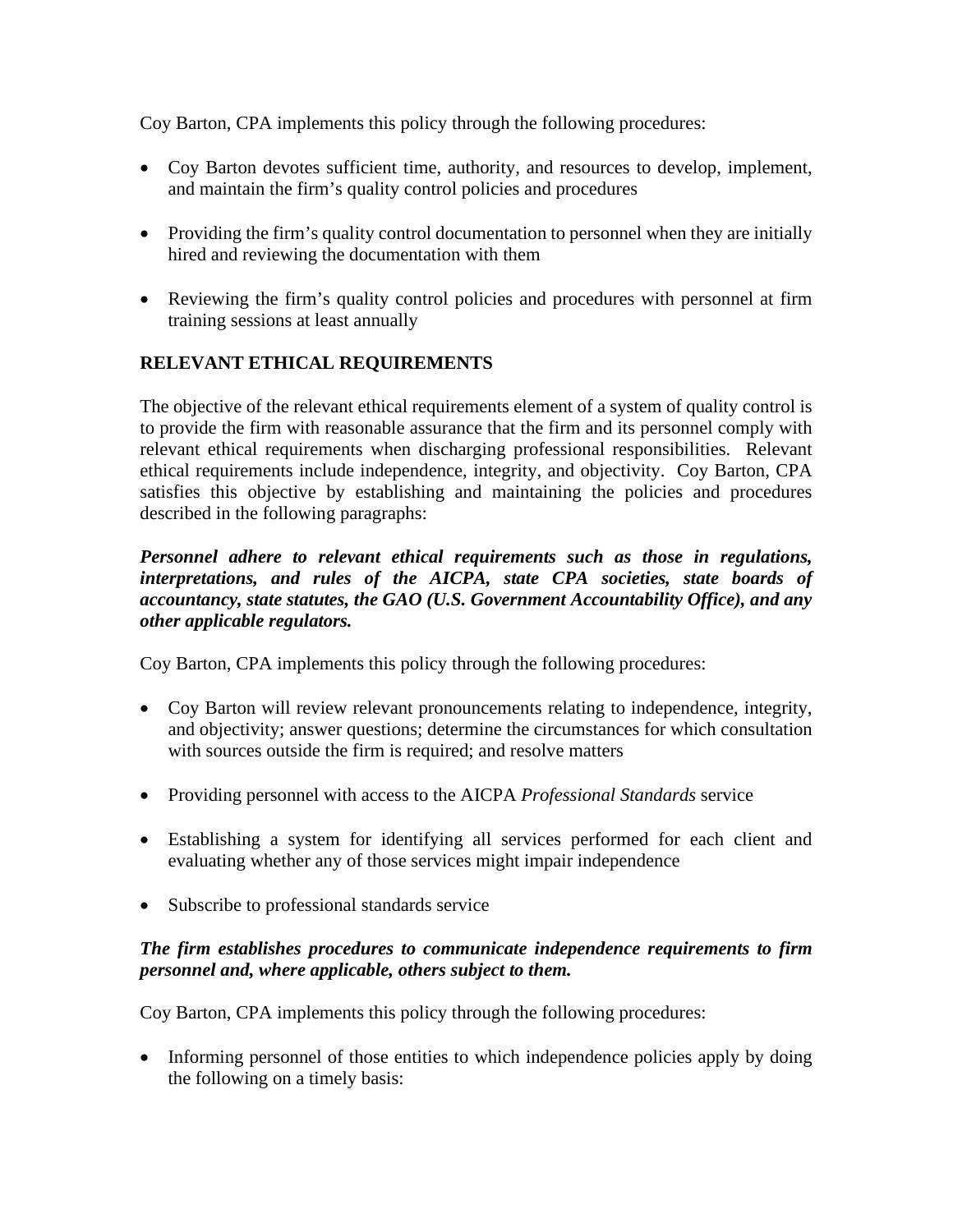Coy Barton, CPA implements this policy through the following procedures:

- Coy Barton devotes sufficient time, authority, and resources to develop, implement, and maintain the firm's quality control policies and procedures

- Providing the firm's quality control documentation to personnel when they are initially hired and reviewing the documentation with them

- Reviewing the firm's quality control policies and procedures with personnel at firm training sessions at least annually

## RELEVANT ETHICAL REQUIREMENTS

The objective of the relevant ethical requirements element of a system of quality control is to provide the firm with reasonable assurance that the firm and its personnel comply with relevant ethical requirements when discharging professional responsibilities. Relevant ethical requirements include independence, integrity, and objectivity. Coy Barton, CPA satisfies this objective by establishing and maintaining the policies and procedures described in the following paragraphs:

***Personnel adhere to relevant ethical requirements such as those in regulations, interpretations, and rules of the AICPA, state CPA societies, state boards of accountancy, state statutes, the GAO (U.S. Government Accountability Office), and any other applicable regulators.***

Coy Barton, CPA implements this policy through the following procedures:

- Coy Barton will review relevant pronouncements relating to independence, integrity, and objectivity; answer questions; determine the circumstances for which consultation with sources outside the firm is required; and resolve matters

- Providing personnel with access to the AICPA *Professional Standards* service

- Establishing a system for identifying all services performed for each client and evaluating whether any of those services might impair independence

- Subscribe to professional standards service

***The firm establishes procedures to communicate independence requirements to firm personnel and, where applicable, others subject to them.***

Coy Barton, CPA implements this policy through the following procedures:

- Informing personnel of those entities to which independence policies apply by doing the following on a timely basis: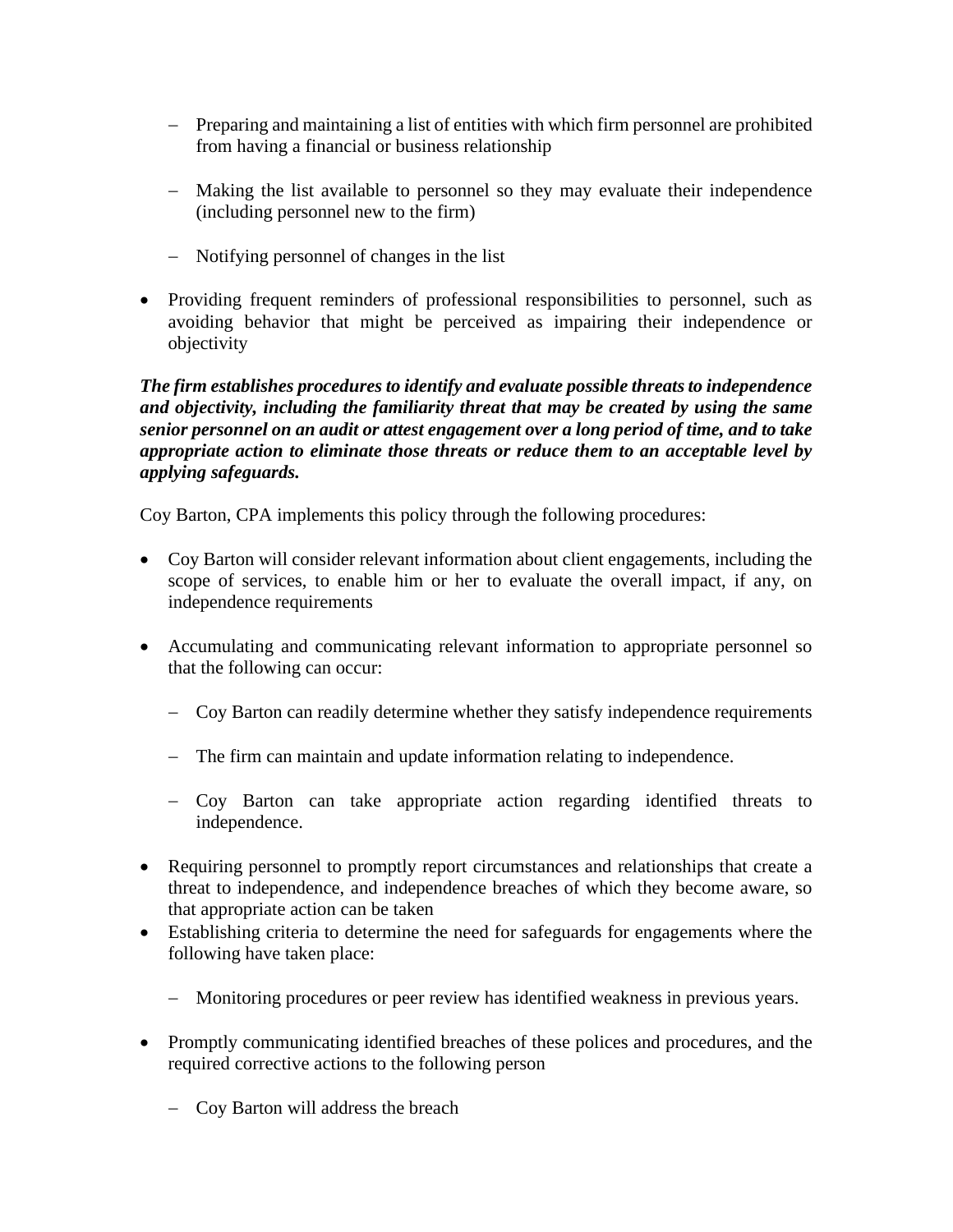- Preparing and maintaining a list of entities with which firm personnel are prohibited from having a financial or business relationship

  - Making the list available to personnel so they may evaluate their independence (including personnel new to the firm)

  - Notifying personnel of changes in the list

- Providing frequent reminders of professional responsibilities to personnel, such as avoiding behavior that might be perceived as impairing their independence or objectivity

***The firm establishes procedures to identify and evaluate possible threats to independence and objectivity, including the familiarity threat that may be created by using the same senior personnel on an audit or attest engagement over a long period of time, and to take appropriate action to eliminate those threats or reduce them to an acceptable level by applying safeguards.***

Coy Barton, CPA implements this policy through the following procedures:

- Coy Barton will consider relevant information about client engagements, including the scope of services, to enable him or her to evaluate the overall impact, if any, on independence requirements

- Accumulating and communicating relevant information to appropriate personnel so that the following can occur:

  - Coy Barton can readily determine whether they satisfy independence requirements

  - The firm can maintain and update information relating to independence.

  - Coy Barton can take appropriate action regarding identified threats to independence.

- Requiring personnel to promptly report circumstances and relationships that create a threat to independence, and independence breaches of which they become aware, so that appropriate action can be taken
- Establishing criteria to determine the need for safeguards for engagements where the following have taken place:

  - Monitoring procedures or peer review has identified weakness in previous years.

- Promptly communicating identified breaches of these polices and procedures, and the required corrective actions to the following person

  - Coy Barton will address the breach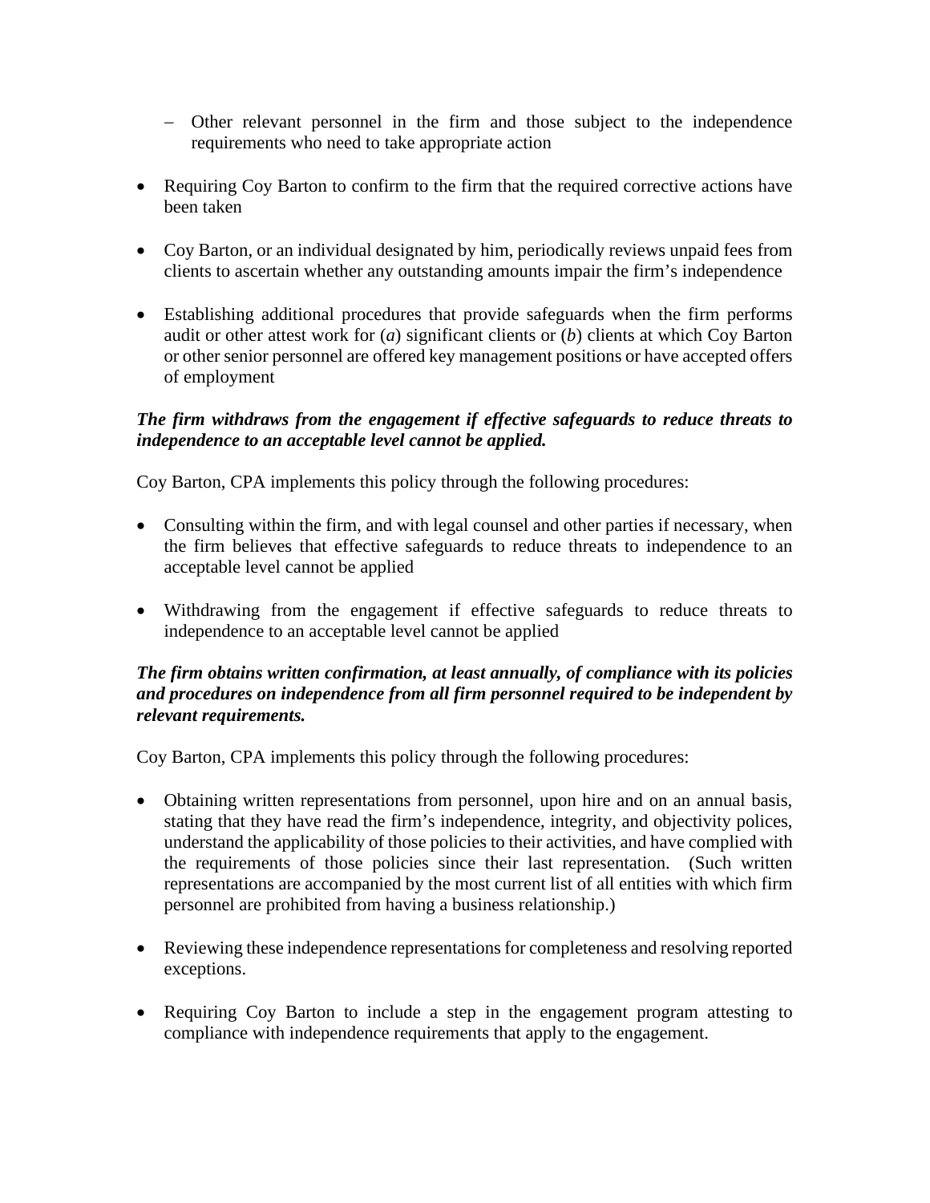- Other relevant personnel in the firm and those subject to the independence requirements who need to take appropriate action

- Requiring Coy Barton to confirm to the firm that the required corrective actions have been taken

- Coy Barton, or an individual designated by him, periodically reviews unpaid fees from clients to ascertain whether any outstanding amounts impair the firm's independence

- Establishing additional procedures that provide safeguards when the firm performs audit or other attest work for (*a*) significant clients or (*b*) clients at which Coy Barton or other senior personnel are offered key management positions or have accepted offers of employment

***The firm withdraws from the engagement if effective safeguards to reduce threats to independence to an acceptable level cannot be applied.***

Coy Barton, CPA implements this policy through the following procedures:

- Consulting within the firm, and with legal counsel and other parties if necessary, when the firm believes that effective safeguards to reduce threats to independence to an acceptable level cannot be applied

- Withdrawing from the engagement if effective safeguards to reduce threats to independence to an acceptable level cannot be applied

***The firm obtains written confirmation, at least annually, of compliance with its policies and procedures on independence from all firm personnel required to be independent by relevant requirements.***

Coy Barton, CPA implements this policy through the following procedures:

- Obtaining written representations from personnel, upon hire and on an annual basis, stating that they have read the firm's independence, integrity, and objectivity polices, understand the applicability of those policies to their activities, and have complied with the requirements of those policies since their last representation. (Such written representations are accompanied by the most current list of all entities with which firm personnel are prohibited from having a business relationship.)

- Reviewing these independence representations for completeness and resolving reported exceptions.

- Requiring Coy Barton to include a step in the engagement program attesting to compliance with independence requirements that apply to the engagement.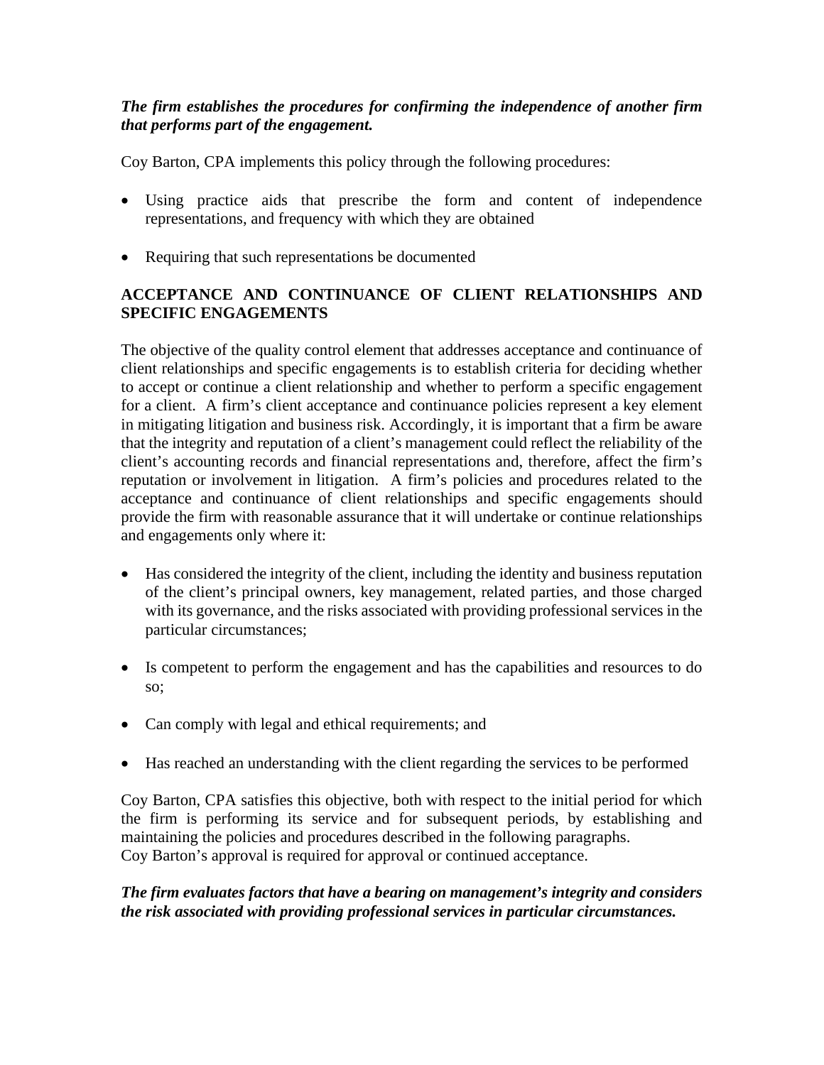***The firm establishes the procedures for confirming the independence of another firm that performs part of the engagement.***

Coy Barton, CPA implements this policy through the following procedures:

- Using practice aids that prescribe the form and content of independence representations, and frequency with which they are obtained
- Requiring that such representations be documented

## ACCEPTANCE AND CONTINUANCE OF CLIENT RELATIONSHIPS AND SPECIFIC ENGAGEMENTS

The objective of the quality control element that addresses acceptance and continuance of client relationships and specific engagements is to establish criteria for deciding whether to accept or continue a client relationship and whether to perform a specific engagement for a client. A firm's client acceptance and continuance policies represent a key element in mitigating litigation and business risk. Accordingly, it is important that a firm be aware that the integrity and reputation of a client's management could reflect the reliability of the client's accounting records and financial representations and, therefore, affect the firm's reputation or involvement in litigation. A firm's policies and procedures related to the acceptance and continuance of client relationships and specific engagements should provide the firm with reasonable assurance that it will undertake or continue relationships and engagements only where it:

- Has considered the integrity of the client, including the identity and business reputation of the client's principal owners, key management, related parties, and those charged with its governance, and the risks associated with providing professional services in the particular circumstances;
- Is competent to perform the engagement and has the capabilities and resources to do so;
- Can comply with legal and ethical requirements; and
- Has reached an understanding with the client regarding the services to be performed

Coy Barton, CPA satisfies this objective, both with respect to the initial period for which the firm is performing its service and for subsequent periods, by establishing and maintaining the policies and procedures described in the following paragraphs.
Coy Barton's approval is required for approval or continued acceptance.

***The firm evaluates factors that have a bearing on management's integrity and considers the risk associated with providing professional services in particular circumstances.***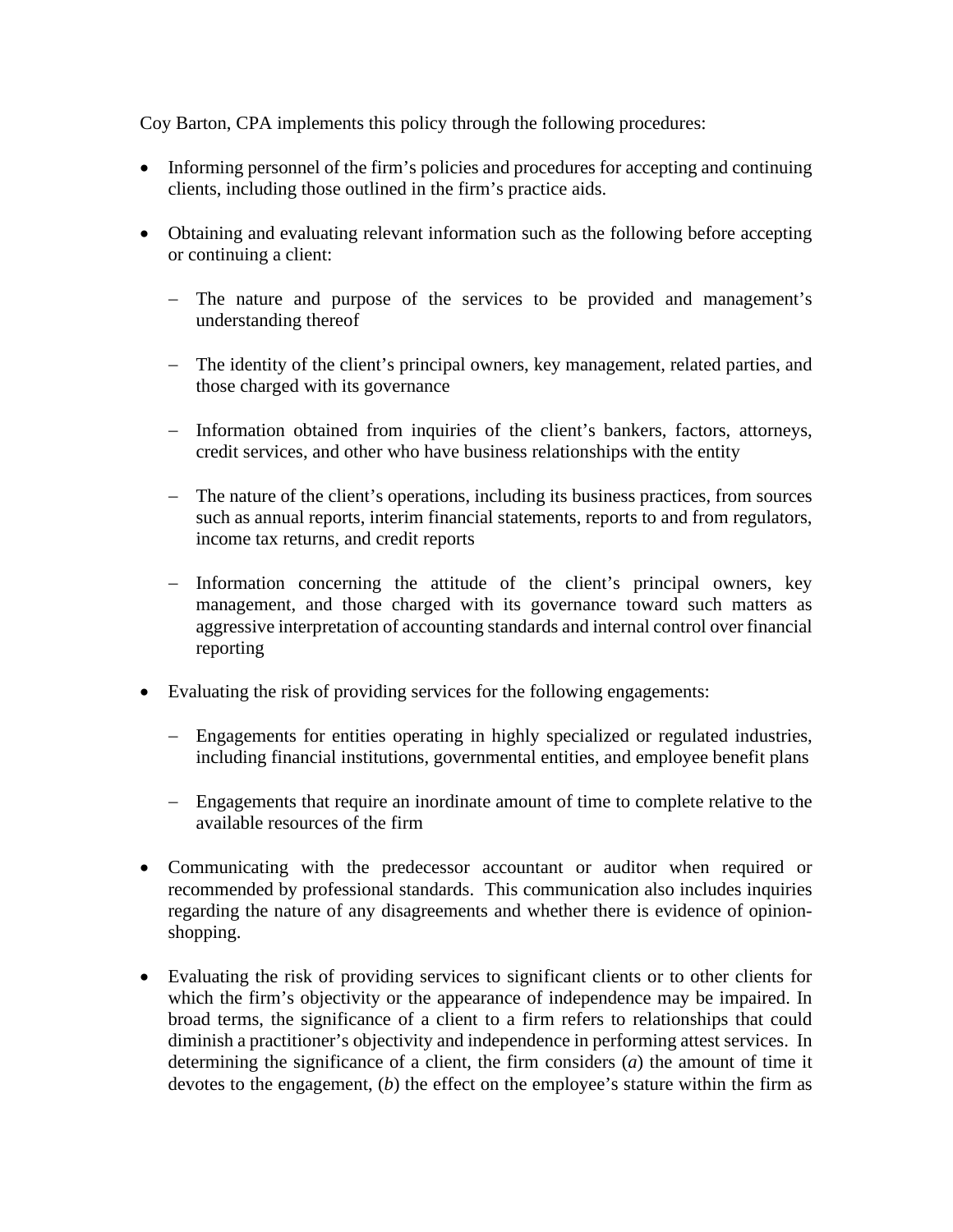Coy Barton, CPA implements this policy through the following procedures:

- Informing personnel of the firm's policies and procedures for accepting and continuing clients, including those outlined in the firm's practice aids.

- Obtaining and evaluating relevant information such as the following before accepting or continuing a client:

  - The nature and purpose of the services to be provided and management's understanding thereof

  - The identity of the client's principal owners, key management, related parties, and those charged with its governance

  - Information obtained from inquiries of the client's bankers, factors, attorneys, credit services, and other who have business relationships with the entity

  - The nature of the client's operations, including its business practices, from sources such as annual reports, interim financial statements, reports to and from regulators, income tax returns, and credit reports

  - Information concerning the attitude of the client's principal owners, key management, and those charged with its governance toward such matters as aggressive interpretation of accounting standards and internal control over financial reporting

- Evaluating the risk of providing services for the following engagements:

  - Engagements for entities operating in highly specialized or regulated industries, including financial institutions, governmental entities, and employee benefit plans

  - Engagements that require an inordinate amount of time to complete relative to the available resources of the firm

- Communicating with the predecessor accountant or auditor when required or recommended by professional standards. This communication also includes inquiries regarding the nature of any disagreements and whether there is evidence of opinion-shopping.

- Evaluating the risk of providing services to significant clients or to other clients for which the firm's objectivity or the appearance of independence may be impaired. In broad terms, the significance of a client to a firm refers to relationships that could diminish a practitioner's objectivity and independence in performing attest services. In determining the significance of a client, the firm considers (*a*) the amount of time it devotes to the engagement, (*b*) the effect on the employee's stature within the firm as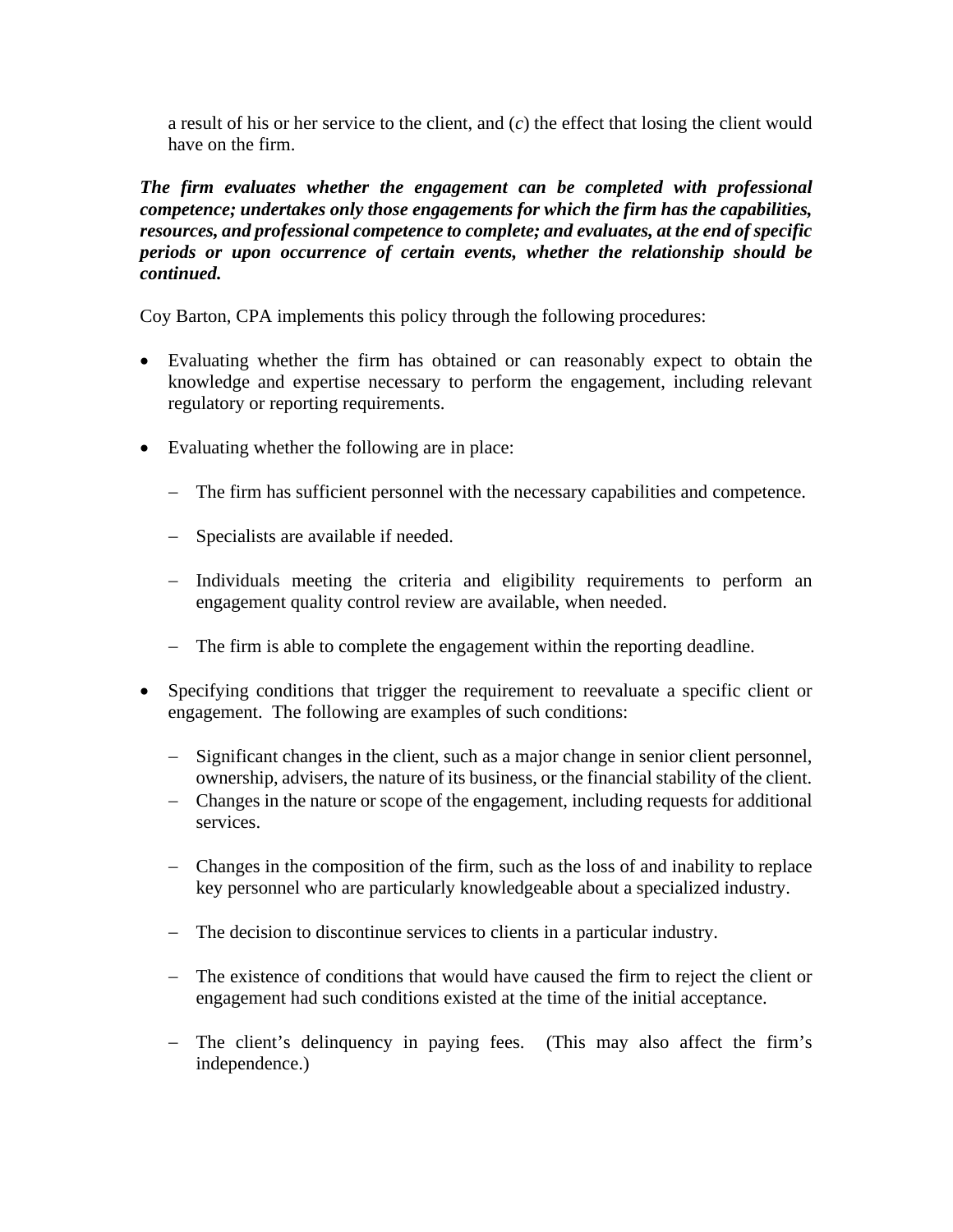a result of his or her service to the client, and (*c*) the effect that losing the client would have on the firm.

***The firm evaluates whether the engagement can be completed with professional competence; undertakes only those engagements for which the firm has the capabilities, resources, and professional competence to complete; and evaluates, at the end of specific periods or upon occurrence of certain events, whether the relationship should be continued.***

Coy Barton, CPA implements this policy through the following procedures:

- Evaluating whether the firm has obtained or can reasonably expect to obtain the knowledge and expertise necessary to perform the engagement, including relevant regulatory or reporting requirements.

- Evaluating whether the following are in place:

  - The firm has sufficient personnel with the necessary capabilities and competence.

  - Specialists are available if needed.

  - Individuals meeting the criteria and eligibility requirements to perform an engagement quality control review are available, when needed.

  - The firm is able to complete the engagement within the reporting deadline.

- Specifying conditions that trigger the requirement to reevaluate a specific client or engagement. The following are examples of such conditions:

  - Significant changes in the client, such as a major change in senior client personnel, ownership, advisers, the nature of its business, or the financial stability of the client.
  - Changes in the nature or scope of the engagement, including requests for additional services.

  - Changes in the composition of the firm, such as the loss of and inability to replace key personnel who are particularly knowledgeable about a specialized industry.

  - The decision to discontinue services to clients in a particular industry.

  - The existence of conditions that would have caused the firm to reject the client or engagement had such conditions existed at the time of the initial acceptance.

  - The client's delinquency in paying fees. (This may also affect the firm's independence.)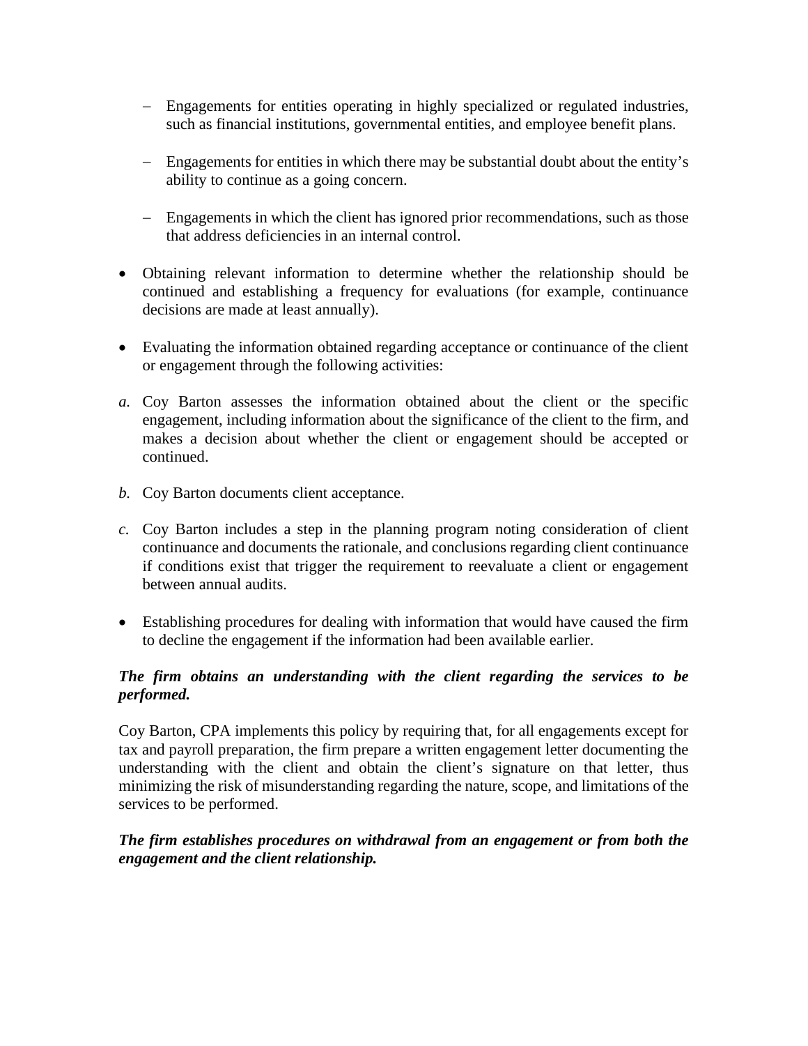- Engagements for entities operating in highly specialized or regulated industries, such as financial institutions, governmental entities, and employee benefit plans.

  - Engagements for entities in which there may be substantial doubt about the entity's ability to continue as a going concern.

  - Engagements in which the client has ignored prior recommendations, such as those that address deficiencies in an internal control.

- Obtaining relevant information to determine whether the relationship should be continued and establishing a frequency for evaluations (for example, continuance decisions are made at least annually).

- Evaluating the information obtained regarding acceptance or continuance of the client or engagement through the following activities:

*a.* Coy Barton assesses the information obtained about the client or the specific engagement, including information about the significance of the client to the firm, and makes a decision about whether the client or engagement should be accepted or continued.

*b.* Coy Barton documents client acceptance.

*c.* Coy Barton includes a step in the planning program noting consideration of client continuance and documents the rationale, and conclusions regarding client continuance if conditions exist that trigger the requirement to reevaluate a client or engagement between annual audits.

- Establishing procedures for dealing with information that would have caused the firm to decline the engagement if the information had been available earlier.

***The firm obtains an understanding with the client regarding the services to be performed.***

Coy Barton, CPA implements this policy by requiring that, for all engagements except for tax and payroll preparation, the firm prepare a written engagement letter documenting the understanding with the client and obtain the client's signature on that letter, thus minimizing the risk of misunderstanding regarding the nature, scope, and limitations of the services to be performed.

***The firm establishes procedures on withdrawal from an engagement or from both the engagement and the client relationship.***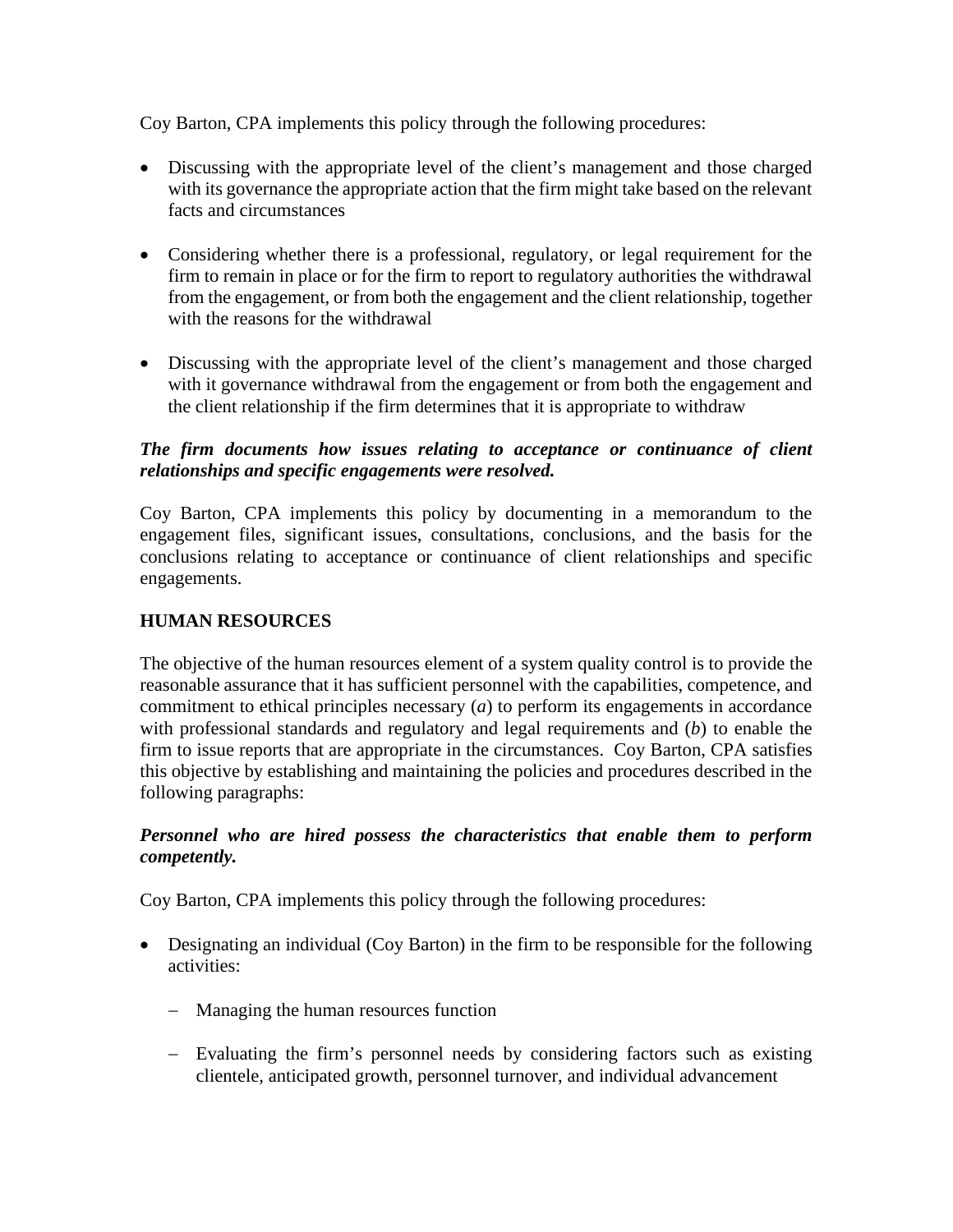Coy Barton, CPA implements this policy through the following procedures:

- Discussing with the appropriate level of the client's management and those charged with its governance the appropriate action that the firm might take based on the relevant facts and circumstances

- Considering whether there is a professional, regulatory, or legal requirement for the firm to remain in place or for the firm to report to regulatory authorities the withdrawal from the engagement, or from both the engagement and the client relationship, together with the reasons for the withdrawal

- Discussing with the appropriate level of the client's management and those charged with it governance withdrawal from the engagement or from both the engagement and the client relationship if the firm determines that it is appropriate to withdraw

***The firm documents how issues relating to acceptance or continuance of client relationships and specific engagements were resolved.***

Coy Barton, CPA implements this policy by documenting in a memorandum to the engagement files, significant issues, consultations, conclusions, and the basis for the conclusions relating to acceptance or continuance of client relationships and specific engagements.

**HUMAN RESOURCES**

The objective of the human resources element of a system quality control is to provide the reasonable assurance that it has sufficient personnel with the capabilities, competence, and commitment to ethical principles necessary (*a*) to perform its engagements in accordance with professional standards and regulatory and legal requirements and (*b*) to enable the firm to issue reports that are appropriate in the circumstances. Coy Barton, CPA satisfies this objective by establishing and maintaining the policies and procedures described in the following paragraphs:

***Personnel who are hired possess the characteristics that enable them to perform competently.***

Coy Barton, CPA implements this policy through the following procedures:

- Designating an individual (Coy Barton) in the firm to be responsible for the following activities:
  - Managing the human resources function
  - Evaluating the firm's personnel needs by considering factors such as existing clientele, anticipated growth, personnel turnover, and individual advancement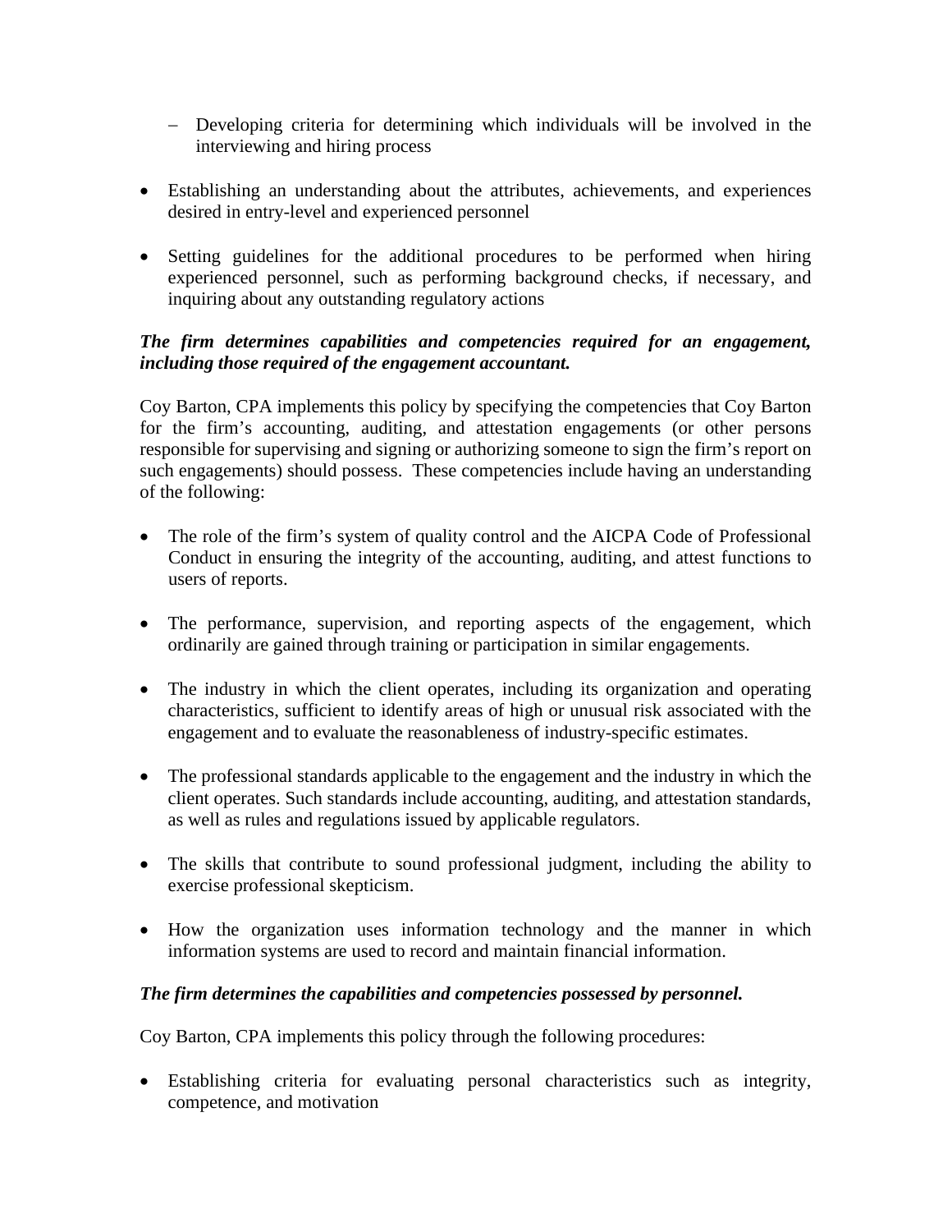- Developing criteria for determining which individuals will be involved in the interviewing and hiring process

- Establishing an understanding about the attributes, achievements, and experiences desired in entry-level and experienced personnel

- Setting guidelines for the additional procedures to be performed when hiring experienced personnel, such as performing background checks, if necessary, and inquiring about any outstanding regulatory actions

***The firm determines capabilities and competencies required for an engagement, including those required of the engagement accountant.***

Coy Barton, CPA implements this policy by specifying the competencies that Coy Barton for the firm's accounting, auditing, and attestation engagements (or other persons responsible for supervising and signing or authorizing someone to sign the firm's report on such engagements) should possess. These competencies include having an understanding of the following:

- The role of the firm's system of quality control and the AICPA Code of Professional Conduct in ensuring the integrity of the accounting, auditing, and attest functions to users of reports.

- The performance, supervision, and reporting aspects of the engagement, which ordinarily are gained through training or participation in similar engagements.

- The industry in which the client operates, including its organization and operating characteristics, sufficient to identify areas of high or unusual risk associated with the engagement and to evaluate the reasonableness of industry-specific estimates.

- The professional standards applicable to the engagement and the industry in which the client operates. Such standards include accounting, auditing, and attestation standards, as well as rules and regulations issued by applicable regulators.

- The skills that contribute to sound professional judgment, including the ability to exercise professional skepticism.

- How the organization uses information technology and the manner in which information systems are used to record and maintain financial information.

***The firm determines the capabilities and competencies possessed by personnel.***

Coy Barton, CPA implements this policy through the following procedures:

- Establishing criteria for evaluating personal characteristics such as integrity, competence, and motivation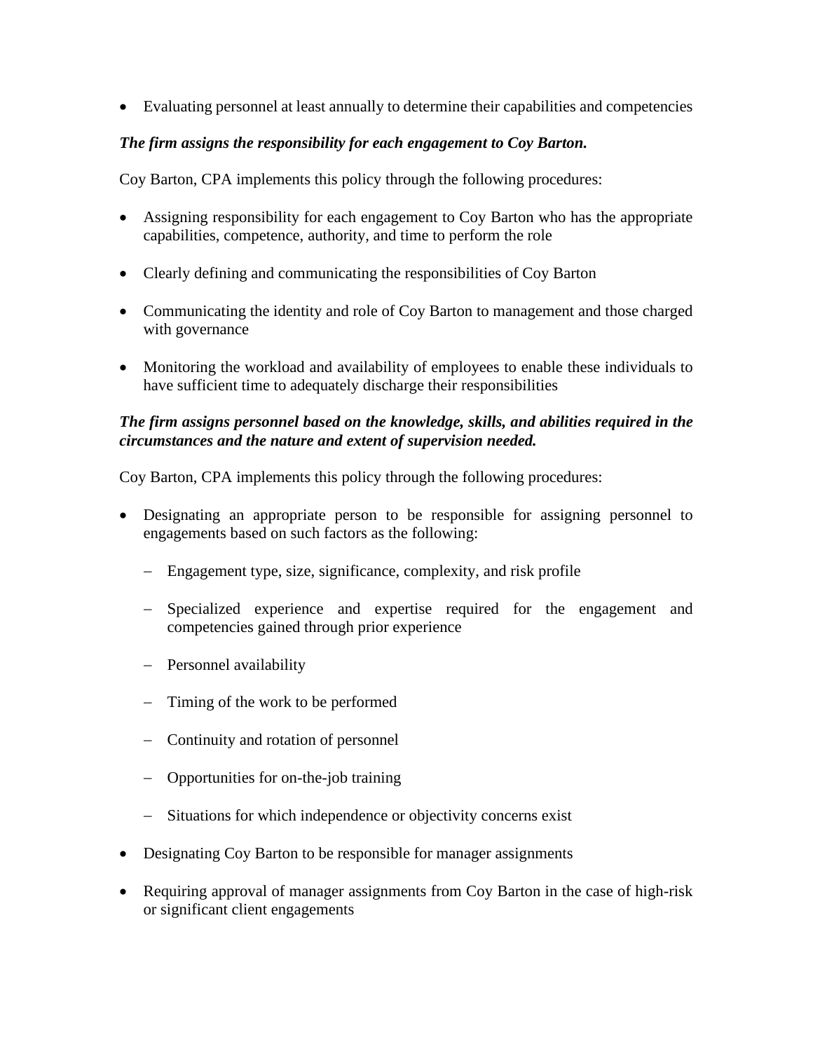- Evaluating personnel at least annually to determine their capabilities and competencies

***The firm assigns the responsibility for each engagement to Coy Barton.***

Coy Barton, CPA implements this policy through the following procedures:

- Assigning responsibility for each engagement to Coy Barton who has the appropriate capabilities, competence, authority, and time to perform the role

- Clearly defining and communicating the responsibilities of Coy Barton

- Communicating the identity and role of Coy Barton to management and those charged with governance

- Monitoring the workload and availability of employees to enable these individuals to have sufficient time to adequately discharge their responsibilities

***The firm assigns personnel based on the knowledge, skills, and abilities required in the circumstances and the nature and extent of supervision needed.***

Coy Barton, CPA implements this policy through the following procedures:

- Designating an appropriate person to be responsible for assigning personnel to engagements based on such factors as the following:
  - Engagement type, size, significance, complexity, and risk profile
  - Specialized experience and expertise required for the engagement and competencies gained through prior experience
  - Personnel availability
  - Timing of the work to be performed
  - Continuity and rotation of personnel
  - Opportunities for on-the-job training
  - Situations for which independence or objectivity concerns exist

- Designating Coy Barton to be responsible for manager assignments

- Requiring approval of manager assignments from Coy Barton in the case of high-risk or significant client engagements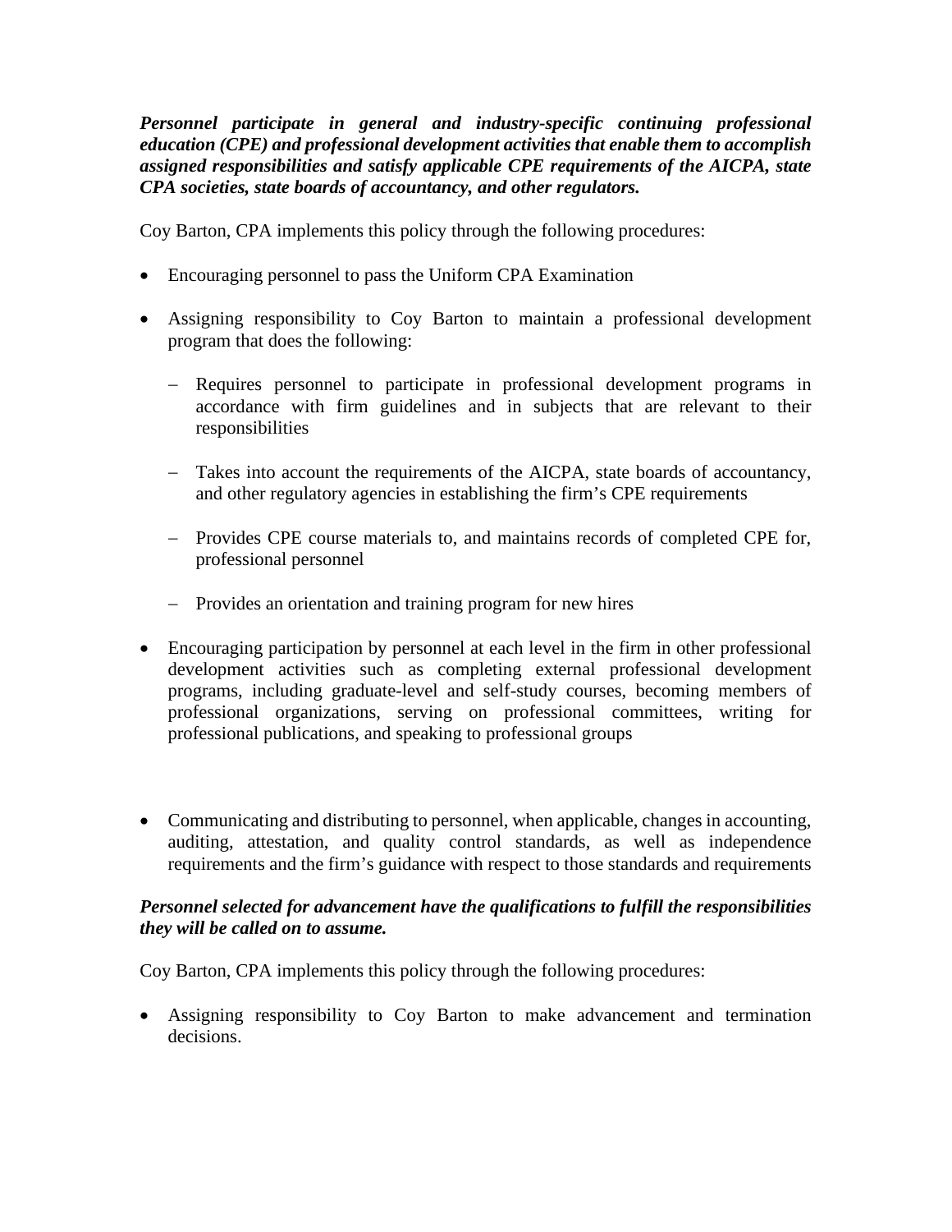***Personnel participate in general and industry-specific continuing professional education (CPE) and professional development activities that enable them to accomplish assigned responsibilities and satisfy applicable CPE requirements of the AICPA, state CPA societies, state boards of accountancy, and other regulators.***

Coy Barton, CPA implements this policy through the following procedures:

- Encouraging personnel to pass the Uniform CPA Examination
- Assigning responsibility to Coy Barton to maintain a professional development program that does the following:
  - Requires personnel to participate in professional development programs in accordance with firm guidelines and in subjects that are relevant to their responsibilities
  - Takes into account the requirements of the AICPA, state boards of accountancy, and other regulatory agencies in establishing the firm's CPE requirements
  - Provides CPE course materials to, and maintains records of completed CPE for, professional personnel
  - Provides an orientation and training program for new hires
- Encouraging participation by personnel at each level in the firm in other professional development activities such as completing external professional development programs, including graduate-level and self-study courses, becoming members of professional organizations, serving on professional committees, writing for professional publications, and speaking to professional groups
- Communicating and distributing to personnel, when applicable, changes in accounting, auditing, attestation, and quality control standards, as well as independence requirements and the firm's guidance with respect to those standards and requirements

***Personnel selected for advancement have the qualifications to fulfill the responsibilities they will be called on to assume.***

Coy Barton, CPA implements this policy through the following procedures:

- Assigning responsibility to Coy Barton to make advancement and termination decisions.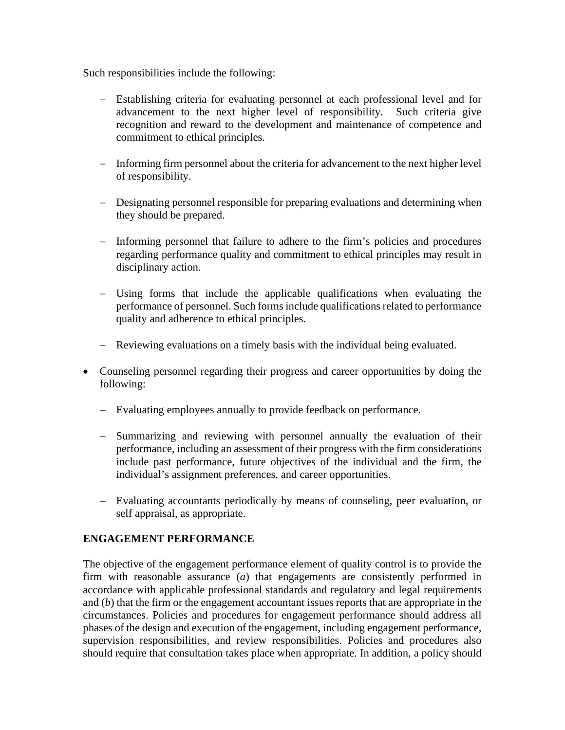Such responsibilities include the following:

- Establishing criteria for evaluating personnel at each professional level and for advancement to the next higher level of responsibility. Such criteria give recognition and reward to the development and maintenance of competence and commitment to ethical principles.

- Informing firm personnel about the criteria for advancement to the next higher level of responsibility.

- Designating personnel responsible for preparing evaluations and determining when they should be prepared.

- Informing personnel that failure to adhere to the firm's policies and procedures regarding performance quality and commitment to ethical principles may result in disciplinary action.

- Using forms that include the applicable qualifications when evaluating the performance of personnel. Such forms include qualifications related to performance quality and adherence to ethical principles.

- Reviewing evaluations on a timely basis with the individual being evaluated.

- Counseling personnel regarding their progress and career opportunities by doing the following:

  - Evaluating employees annually to provide feedback on performance.

  - Summarizing and reviewing with personnel annually the evaluation of their performance, including an assessment of their progress with the firm considerations include past performance, future objectives of the individual and the firm, the individual's assignment preferences, and career opportunities.

  - Evaluating accountants periodically by means of counseling, peer evaluation, or self appraisal, as appropriate.

**ENGAGEMENT PERFORMANCE**

The objective of the engagement performance element of quality control is to provide the firm with reasonable assurance (*a*) that engagements are consistently performed in accordance with applicable professional standards and regulatory and legal requirements and (*b*) that the firm or the engagement accountant issues reports that are appropriate in the circumstances. Policies and procedures for engagement performance should address all phases of the design and execution of the engagement, including engagement performance, supervision responsibilities, and review responsibilities. Policies and procedures also should require that consultation takes place when appropriate. In addition, a policy should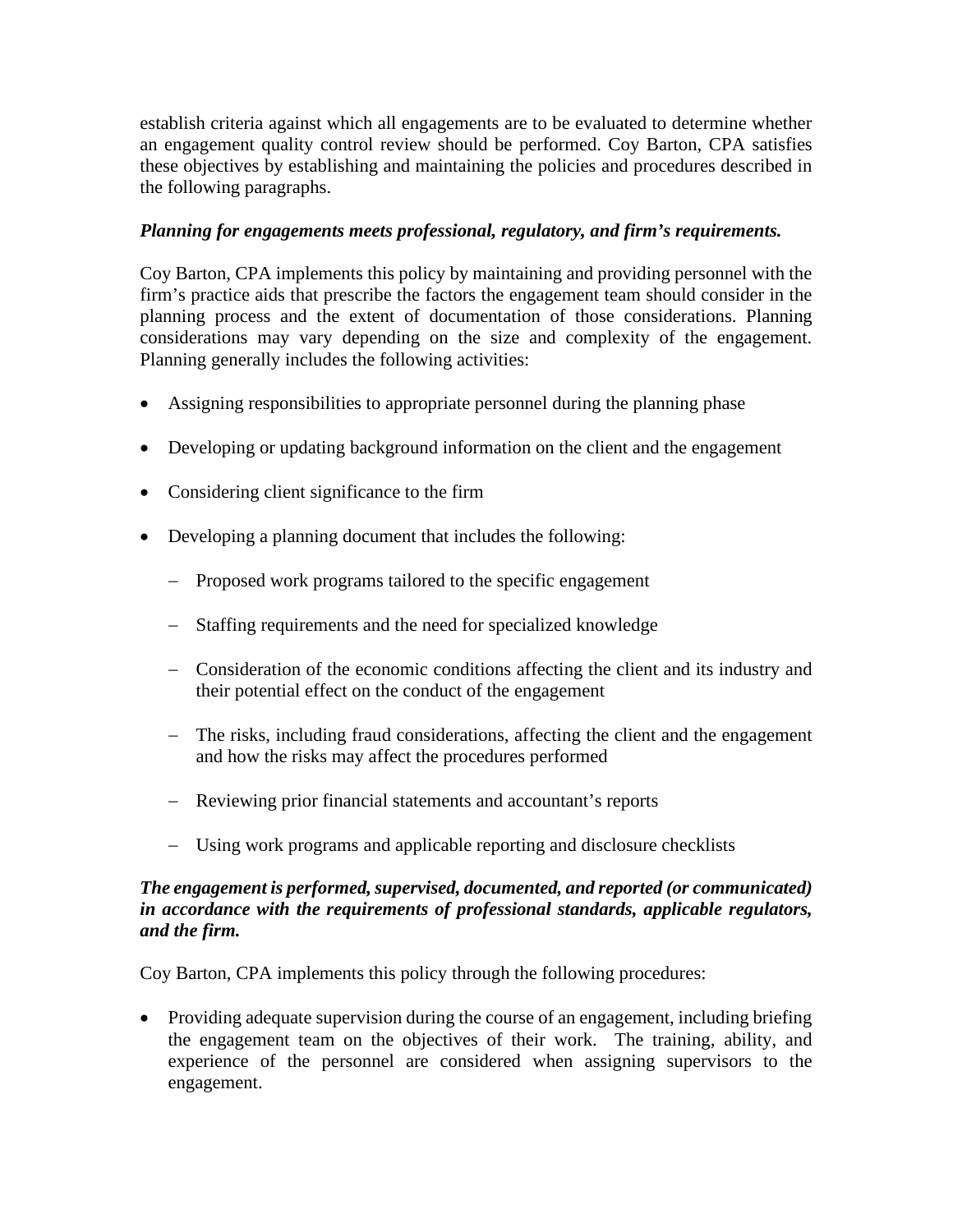establish criteria against which all engagements are to be evaluated to determine whether an engagement quality control review should be performed. Coy Barton, CPA satisfies these objectives by establishing and maintaining the policies and procedures described in the following paragraphs.

***Planning for engagements meets professional, regulatory, and firm's requirements.***

Coy Barton, CPA implements this policy by maintaining and providing personnel with the firm's practice aids that prescribe the factors the engagement team should consider in the planning process and the extent of documentation of those considerations. Planning considerations may vary depending on the size and complexity of the engagement. Planning generally includes the following activities:

- Assigning responsibilities to appropriate personnel during the planning phase
- Developing or updating background information on the client and the engagement
- Considering client significance to the firm
- Developing a planning document that includes the following:
  - Proposed work programs tailored to the specific engagement
  - Staffing requirements and the need for specialized knowledge
  - Consideration of the economic conditions affecting the client and its industry and their potential effect on the conduct of the engagement
  - The risks, including fraud considerations, affecting the client and the engagement and how the risks may affect the procedures performed
  - Reviewing prior financial statements and accountant's reports
  - Using work programs and applicable reporting and disclosure checklists

***The engagement is performed, supervised, documented, and reported (or communicated) in accordance with the requirements of professional standards, applicable regulators, and the firm.***

Coy Barton, CPA implements this policy through the following procedures:

- Providing adequate supervision during the course of an engagement, including briefing the engagement team on the objectives of their work. The training, ability, and experience of the personnel are considered when assigning supervisors to the engagement.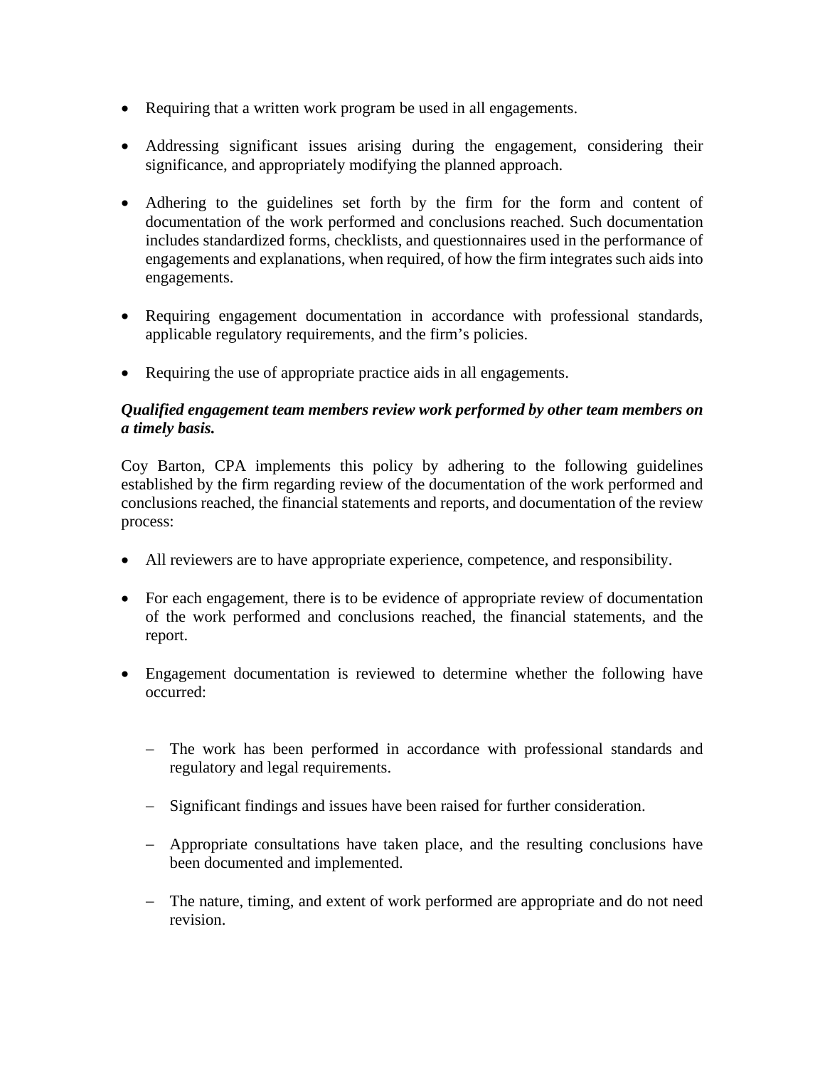- Requiring that a written work program be used in all engagements.

- Addressing significant issues arising during the engagement, considering their significance, and appropriately modifying the planned approach.

- Adhering to the guidelines set forth by the firm for the form and content of documentation of the work performed and conclusions reached. Such documentation includes standardized forms, checklists, and questionnaires used in the performance of engagements and explanations, when required, of how the firm integrates such aids into engagements.

- Requiring engagement documentation in accordance with professional standards, applicable regulatory requirements, and the firm's policies.

- Requiring the use of appropriate practice aids in all engagements.

***Qualified engagement team members review work performed by other team members on a timely basis.***

Coy Barton, CPA implements this policy by adhering to the following guidelines established by the firm regarding review of the documentation of the work performed and conclusions reached, the financial statements and reports, and documentation of the review process:

- All reviewers are to have appropriate experience, competence, and responsibility.

- For each engagement, there is to be evidence of appropriate review of documentation of the work performed and conclusions reached, the financial statements, and the report.

- Engagement documentation is reviewed to determine whether the following have occurred:

  - The work has been performed in accordance with professional standards and regulatory and legal requirements.

  - Significant findings and issues have been raised for further consideration.

  - Appropriate consultations have taken place, and the resulting conclusions have been documented and implemented.

  - The nature, timing, and extent of work performed are appropriate and do not need revision.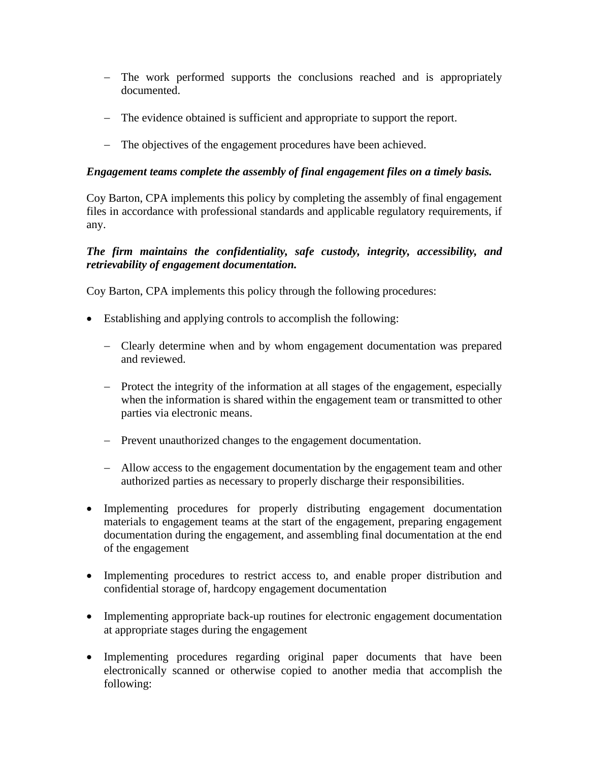- The work performed supports the conclusions reached and is appropriately documented.

  - The evidence obtained is sufficient and appropriate to support the report.

  - The objectives of the engagement procedures have been achieved.

***Engagement teams complete the assembly of final engagement files on a timely basis.***

Coy Barton, CPA implements this policy by completing the assembly of final engagement files in accordance with professional standards and applicable regulatory requirements, if any.

***The firm maintains the confidentiality, safe custody, integrity, accessibility, and retrievability of engagement documentation.***

Coy Barton, CPA implements this policy through the following procedures:

- Establishing and applying controls to accomplish the following:

  - Clearly determine when and by whom engagement documentation was prepared and reviewed.

  - Protect the integrity of the information at all stages of the engagement, especially when the information is shared within the engagement team or transmitted to other parties via electronic means.

  - Prevent unauthorized changes to the engagement documentation.

  - Allow access to the engagement documentation by the engagement team and other authorized parties as necessary to properly discharge their responsibilities.

- Implementing procedures for properly distributing engagement documentation materials to engagement teams at the start of the engagement, preparing engagement documentation during the engagement, and assembling final documentation at the end of the engagement

- Implementing procedures to restrict access to, and enable proper distribution and confidential storage of, hardcopy engagement documentation

- Implementing appropriate back-up routines for electronic engagement documentation at appropriate stages during the engagement

- Implementing procedures regarding original paper documents that have been electronically scanned or otherwise copied to another media that accomplish the following: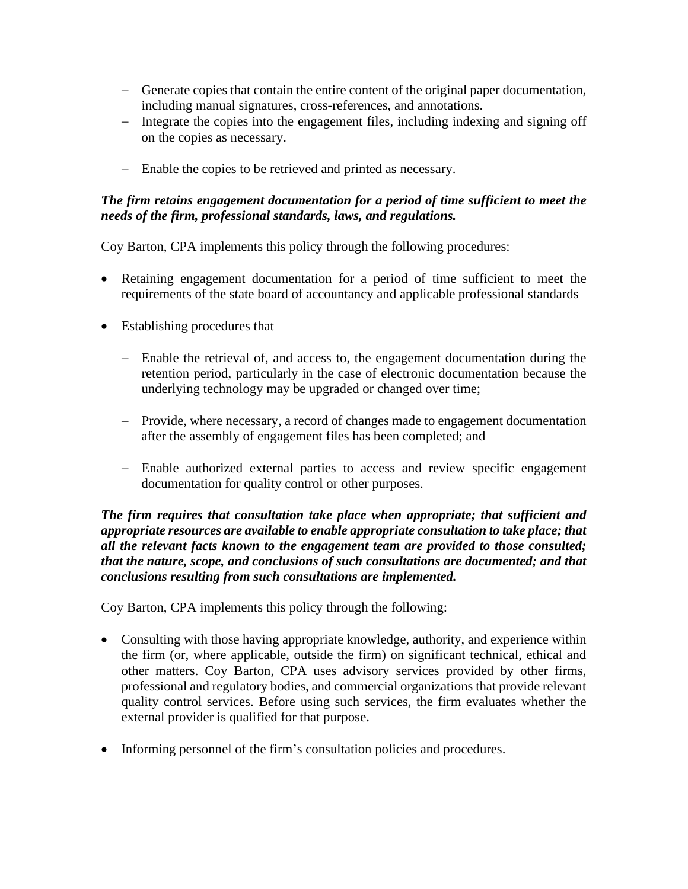- Generate copies that contain the entire content of the original paper documentation, including manual signatures, cross-references, and annotations.
  - Integrate the copies into the engagement files, including indexing and signing off on the copies as necessary.
  - Enable the copies to be retrieved and printed as necessary.

***The firm retains engagement documentation for a period of time sufficient to meet the needs of the firm, professional standards, laws, and regulations.***

Coy Barton, CPA implements this policy through the following procedures:

- Retaining engagement documentation for a period of time sufficient to meet the requirements of the state board of accountancy and applicable professional standards
- Establishing procedures that
  - Enable the retrieval of, and access to, the engagement documentation during the retention period, particularly in the case of electronic documentation because the underlying technology may be upgraded or changed over time;
  - Provide, where necessary, a record of changes made to engagement documentation after the assembly of engagement files has been completed; and
  - Enable authorized external parties to access and review specific engagement documentation for quality control or other purposes.

***The firm requires that consultation take place when appropriate; that sufficient and appropriate resources are available to enable appropriate consultation to take place; that all the relevant facts known to the engagement team are provided to those consulted; that the nature, scope, and conclusions of such consultations are documented; and that conclusions resulting from such consultations are implemented.***

Coy Barton, CPA implements this policy through the following:

- Consulting with those having appropriate knowledge, authority, and experience within the firm (or, where applicable, outside the firm) on significant technical, ethical and other matters. Coy Barton, CPA uses advisory services provided by other firms, professional and regulatory bodies, and commercial organizations that provide relevant quality control services. Before using such services, the firm evaluates whether the external provider is qualified for that purpose.
- Informing personnel of the firm's consultation policies and procedures.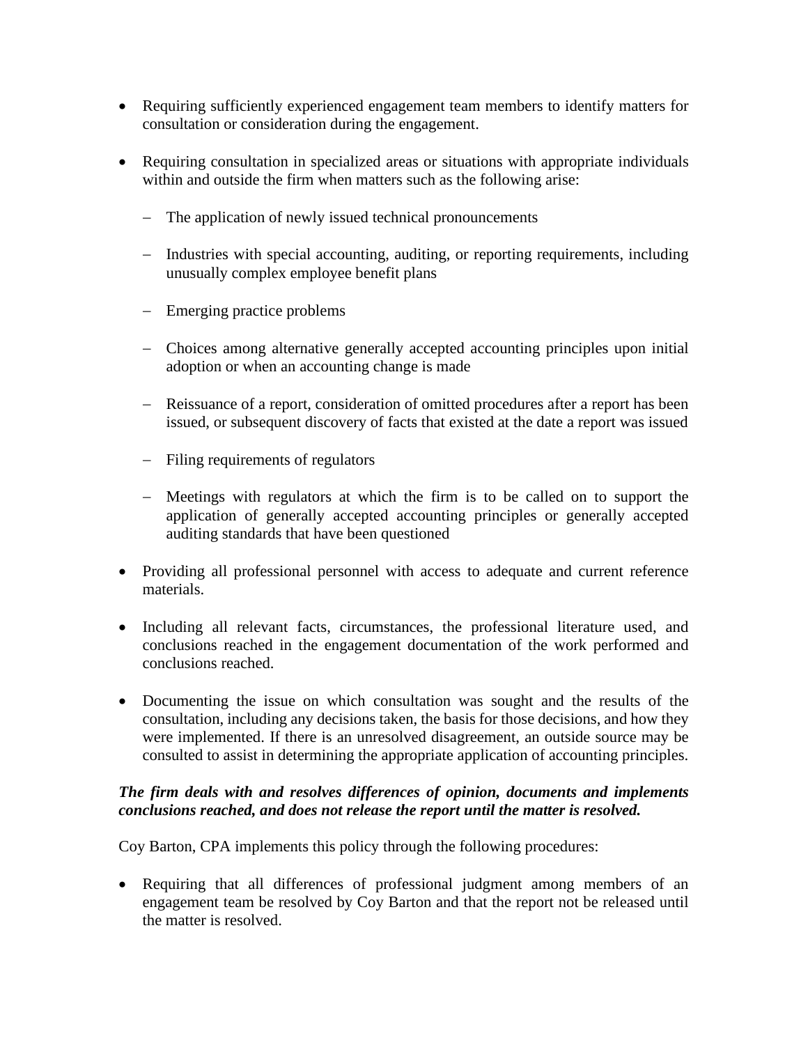- Requiring sufficiently experienced engagement team members to identify matters for consultation or consideration during the engagement.

- Requiring consultation in specialized areas or situations with appropriate individuals within and outside the firm when matters such as the following arise:

  - The application of newly issued technical pronouncements

  - Industries with special accounting, auditing, or reporting requirements, including unusually complex employee benefit plans

  - Emerging practice problems

  - Choices among alternative generally accepted accounting principles upon initial adoption or when an accounting change is made

  - Reissuance of a report, consideration of omitted procedures after a report has been issued, or subsequent discovery of facts that existed at the date a report was issued

  - Filing requirements of regulators

  - Meetings with regulators at which the firm is to be called on to support the application of generally accepted accounting principles or generally accepted auditing standards that have been questioned

- Providing all professional personnel with access to adequate and current reference materials.

- Including all relevant facts, circumstances, the professional literature used, and conclusions reached in the engagement documentation of the work performed and conclusions reached.

- Documenting the issue on which consultation was sought and the results of the consultation, including any decisions taken, the basis for those decisions, and how they were implemented. If there is an unresolved disagreement, an outside source may be consulted to assist in determining the appropriate application of accounting principles.

***The firm deals with and resolves differences of opinion, documents and implements conclusions reached, and does not release the report until the matter is resolved.***

Coy Barton, CPA implements this policy through the following procedures:

- Requiring that all differences of professional judgment among members of an engagement team be resolved by Coy Barton and that the report not be released until the matter is resolved.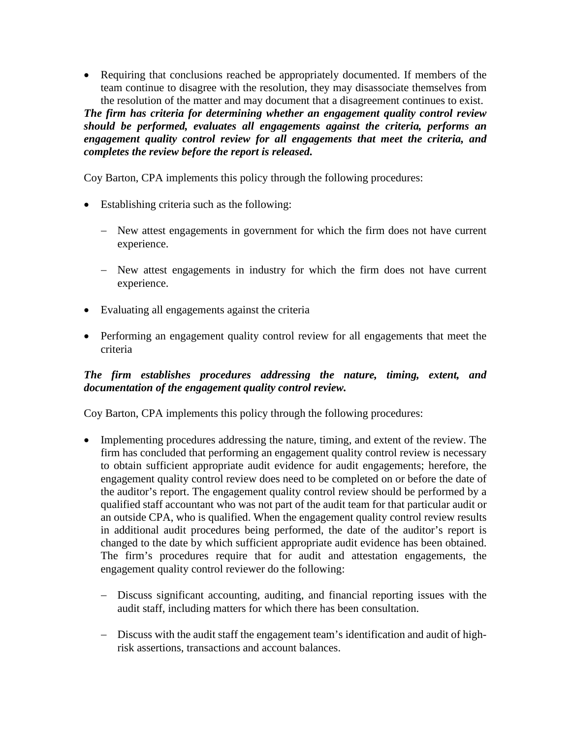- Requiring that conclusions reached be appropriately documented. If members of the team continue to disagree with the resolution, they may disassociate themselves from the resolution of the matter and may document that a disagreement continues to exist.

***The firm has criteria for determining whether an engagement quality control review should be performed, evaluates all engagements against the criteria, performs an engagement quality control review for all engagements that meet the criteria, and completes the review before the report is released.***

Coy Barton, CPA implements this policy through the following procedures:

- Establishing criteria such as the following:
  - New attest engagements in government for which the firm does not have current experience.
  - New attest engagements in industry for which the firm does not have current experience.
- Evaluating all engagements against the criteria
- Performing an engagement quality control review for all engagements that meet the criteria

***The firm establishes procedures addressing the nature, timing, extent, and documentation of the engagement quality control review.***

Coy Barton, CPA implements this policy through the following procedures:

- Implementing procedures addressing the nature, timing, and extent of the review. The firm has concluded that performing an engagement quality control review is necessary to obtain sufficient appropriate audit evidence for audit engagements; herefore, the engagement quality control review does need to be completed on or before the date of the auditor's report. The engagement quality control review should be performed by a qualified staff accountant who was not part of the audit team for that particular audit or an outside CPA, who is qualified. When the engagement quality control review results in additional audit procedures being performed, the date of the auditor's report is changed to the date by which sufficient appropriate audit evidence has been obtained. The firm's procedures require that for audit and attestation engagements, the engagement quality control reviewer do the following:
  - Discuss significant accounting, auditing, and financial reporting issues with the audit staff, including matters for which there has been consultation.
  - Discuss with the audit staff the engagement team's identification and audit of high-risk assertions, transactions and account balances.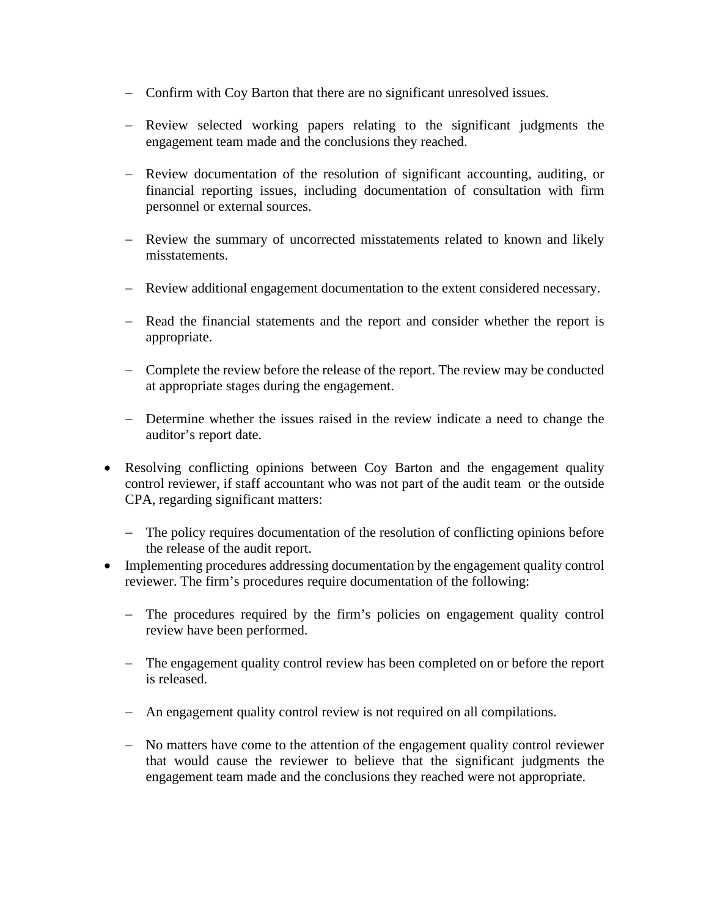- Confirm with Coy Barton that there are no significant unresolved issues.

  - Review selected working papers relating to the significant judgments the engagement team made and the conclusions they reached.

  - Review documentation of the resolution of significant accounting, auditing, or financial reporting issues, including documentation of consultation with firm personnel or external sources.

  - Review the summary of uncorrected misstatements related to known and likely misstatements.

  - Review additional engagement documentation to the extent considered necessary.

  - Read the financial statements and the report and consider whether the report is appropriate.

  - Complete the review before the release of the report. The review may be conducted at appropriate stages during the engagement.

  - Determine whether the issues raised in the review indicate a need to change the auditor's report date.

- Resolving conflicting opinions between Coy Barton and the engagement quality control reviewer, if staff accountant who was not part of the audit team or the outside CPA, regarding significant matters:

  - The policy requires documentation of the resolution of conflicting opinions before the release of the audit report.

- Implementing procedures addressing documentation by the engagement quality control reviewer. The firm's procedures require documentation of the following:

  - The procedures required by the firm's policies on engagement quality control review have been performed.

  - The engagement quality control review has been completed on or before the report is released.

  - An engagement quality control review is not required on all compilations.

  - No matters have come to the attention of the engagement quality control reviewer that would cause the reviewer to believe that the significant judgments the engagement team made and the conclusions they reached were not appropriate.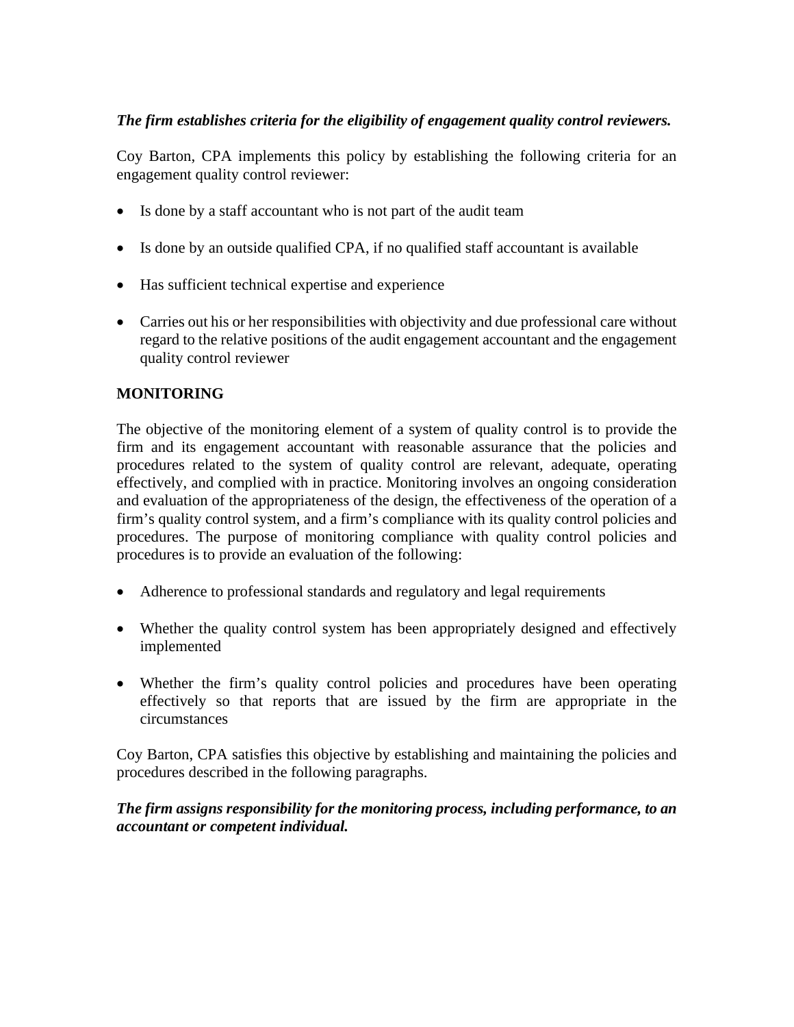***The firm establishes criteria for the eligibility of engagement quality control reviewers.***

Coy Barton, CPA implements this policy by establishing the following criteria for an engagement quality control reviewer:

- Is done by a staff accountant who is not part of the audit team
- Is done by an outside qualified CPA, if no qualified staff accountant is available
- Has sufficient technical expertise and experience
- Carries out his or her responsibilities with objectivity and due professional care without regard to the relative positions of the audit engagement accountant and the engagement quality control reviewer

**MONITORING**

The objective of the monitoring element of a system of quality control is to provide the firm and its engagement accountant with reasonable assurance that the policies and procedures related to the system of quality control are relevant, adequate, operating effectively, and complied with in practice. Monitoring involves an ongoing consideration and evaluation of the appropriateness of the design, the effectiveness of the operation of a firm's quality control system, and a firm's compliance with its quality control policies and procedures. The purpose of monitoring compliance with quality control policies and procedures is to provide an evaluation of the following:

- Adherence to professional standards and regulatory and legal requirements
- Whether the quality control system has been appropriately designed and effectively implemented
- Whether the firm's quality control policies and procedures have been operating effectively so that reports that are issued by the firm are appropriate in the circumstances

Coy Barton, CPA satisfies this objective by establishing and maintaining the policies and procedures described in the following paragraphs.

***The firm assigns responsibility for the monitoring process, including performance, to an accountant or competent individual.***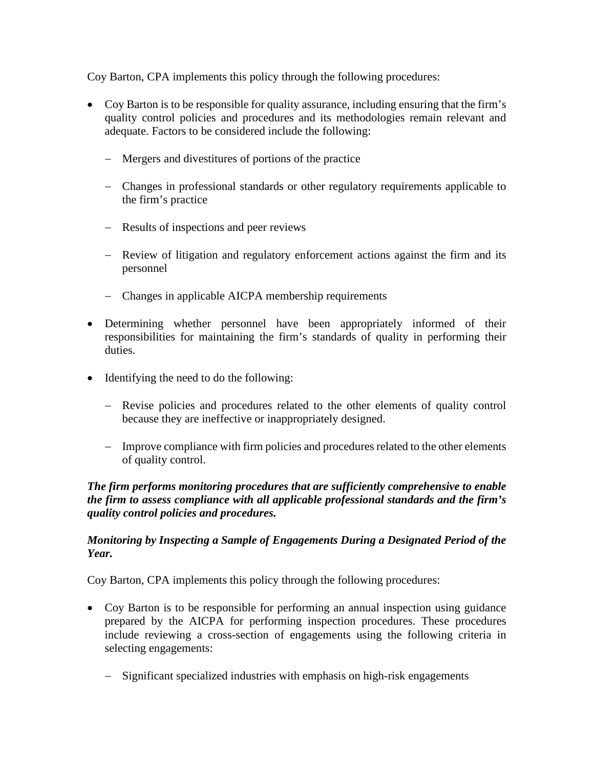Coy Barton, CPA implements this policy through the following procedures:

- Coy Barton is to be responsible for quality assurance, including ensuring that the firm's quality control policies and procedures and its methodologies remain relevant and adequate. Factors to be considered include the following:
  - Mergers and divestitures of portions of the practice
  - Changes in professional standards or other regulatory requirements applicable to the firm's practice
  - Results of inspections and peer reviews
  - Review of litigation and regulatory enforcement actions against the firm and its personnel
  - Changes in applicable AICPA membership requirements
- Determining whether personnel have been appropriately informed of their responsibilities for maintaining the firm's standards of quality in performing their duties.
- Identifying the need to do the following:
  - Revise policies and procedures related to the other elements of quality control because they are ineffective or inappropriately designed.
  - Improve compliance with firm policies and procedures related to the other elements of quality control.

***The firm performs monitoring procedures that are sufficiently comprehensive to enable the firm to assess compliance with all applicable professional standards and the firm's quality control policies and procedures.***

***Monitoring by Inspecting a Sample of Engagements During a Designated Period of the Year.***

Coy Barton, CPA implements this policy through the following procedures:

- Coy Barton is to be responsible for performing an annual inspection using guidance prepared by the AICPA for performing inspection procedures. These procedures include reviewing a cross-section of engagements using the following criteria in selecting engagements:
  - Significant specialized industries with emphasis on high-risk engagements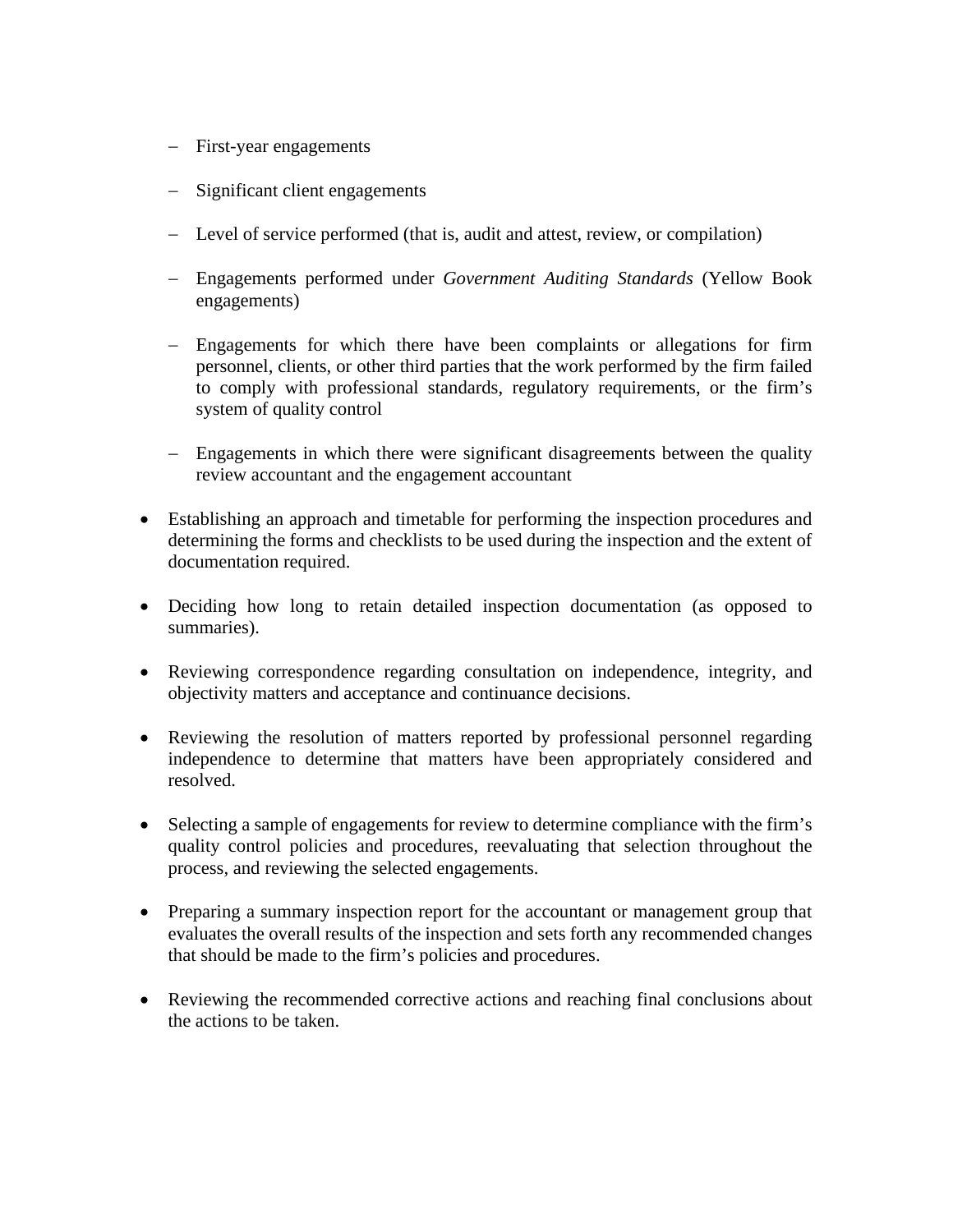- First-year engagements

  - Significant client engagements

  - Level of service performed (that is, audit and attest, review, or compilation)

  - Engagements performed under *Government Auditing Standards* (Yellow Book engagements)

  - Engagements for which there have been complaints or allegations for firm personnel, clients, or other third parties that the work performed by the firm failed to comply with professional standards, regulatory requirements, or the firm's system of quality control

  - Engagements in which there were significant disagreements between the quality review accountant and the engagement accountant

- Establishing an approach and timetable for performing the inspection procedures and determining the forms and checklists to be used during the inspection and the extent of documentation required.

- Deciding how long to retain detailed inspection documentation (as opposed to summaries).

- Reviewing correspondence regarding consultation on independence, integrity, and objectivity matters and acceptance and continuance decisions.

- Reviewing the resolution of matters reported by professional personnel regarding independence to determine that matters have been appropriately considered and resolved.

- Selecting a sample of engagements for review to determine compliance with the firm's quality control policies and procedures, reevaluating that selection throughout the process, and reviewing the selected engagements.

- Preparing a summary inspection report for the accountant or management group that evaluates the overall results of the inspection and sets forth any recommended changes that should be made to the firm's policies and procedures.

- Reviewing the recommended corrective actions and reaching final conclusions about the actions to be taken.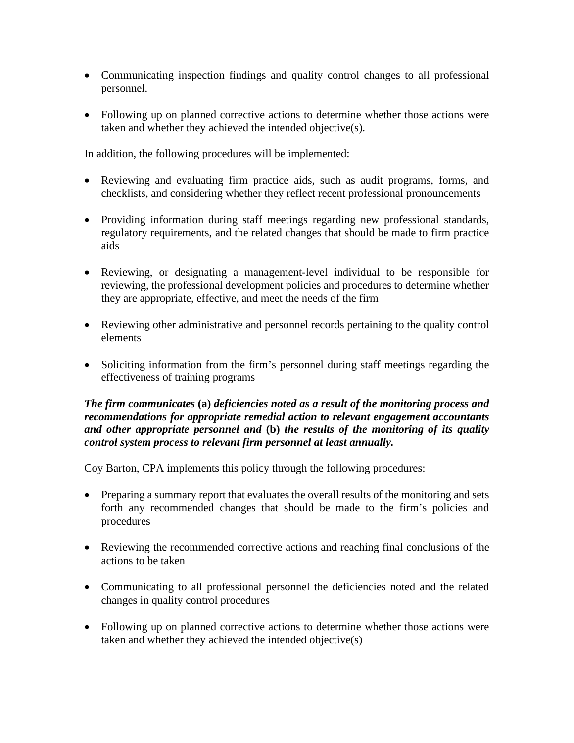- Communicating inspection findings and quality control changes to all professional personnel.

- Following up on planned corrective actions to determine whether those actions were taken and whether they achieved the intended objective(s).

In addition, the following procedures will be implemented:

- Reviewing and evaluating firm practice aids, such as audit programs, forms, and checklists, and considering whether they reflect recent professional pronouncements

- Providing information during staff meetings regarding new professional standards, regulatory requirements, and the related changes that should be made to firm practice aids

- Reviewing, or designating a management-level individual to be responsible for reviewing, the professional development policies and procedures to determine whether they are appropriate, effective, and meet the needs of the firm

- Reviewing other administrative and personnel records pertaining to the quality control elements

- Soliciting information from the firm's personnel during staff meetings regarding the effectiveness of training programs

***The firm communicates* (a) *deficiencies noted as a result of the monitoring process and recommendations for appropriate remedial action to relevant engagement accountants and other appropriate personnel and* (b) *the results of the monitoring of its quality control system process to relevant firm personnel at least annually.***

Coy Barton, CPA implements this policy through the following procedures:

- Preparing a summary report that evaluates the overall results of the monitoring and sets forth any recommended changes that should be made to the firm's policies and procedures

- Reviewing the recommended corrective actions and reaching final conclusions of the actions to be taken

- Communicating to all professional personnel the deficiencies noted and the related changes in quality control procedures

- Following up on planned corrective actions to determine whether those actions were taken and whether they achieved the intended objective(s)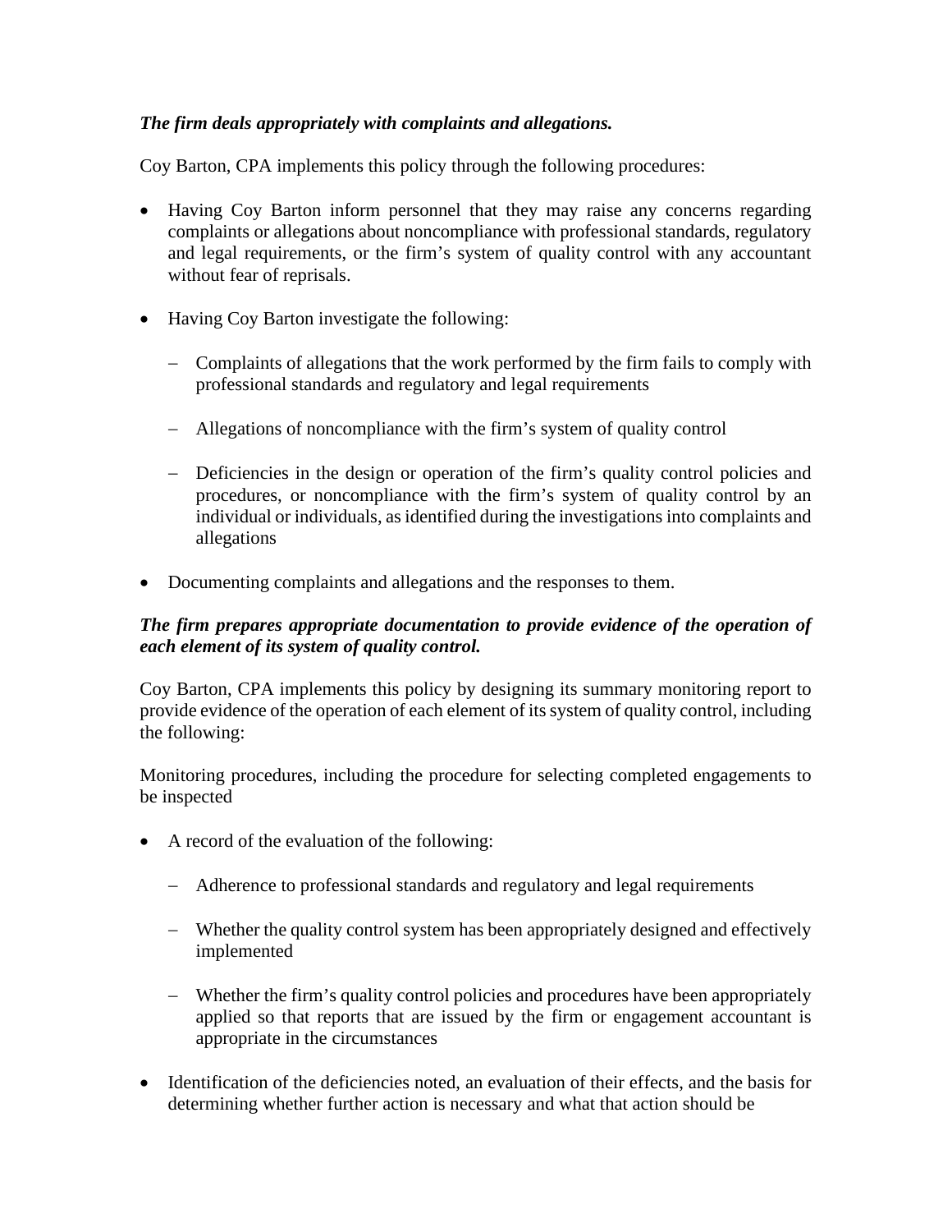***The firm deals appropriately with complaints and allegations.***

Coy Barton, CPA implements this policy through the following procedures:

- Having Coy Barton inform personnel that they may raise any concerns regarding complaints or allegations about noncompliance with professional standards, regulatory and legal requirements, or the firm's system of quality control with any accountant without fear of reprisals.
- Having Coy Barton investigate the following:
  - Complaints of allegations that the work performed by the firm fails to comply with professional standards and regulatory and legal requirements
  - Allegations of noncompliance with the firm's system of quality control
  - Deficiencies in the design or operation of the firm's quality control policies and procedures, or noncompliance with the firm's system of quality control by an individual or individuals, as identified during the investigations into complaints and allegations
- Documenting complaints and allegations and the responses to them.

***The firm prepares appropriate documentation to provide evidence of the operation of each element of its system of quality control.***

Coy Barton, CPA implements this policy by designing its summary monitoring report to provide evidence of the operation of each element of its system of quality control, including the following:

Monitoring procedures, including the procedure for selecting completed engagements to be inspected

- A record of the evaluation of the following:
  - Adherence to professional standards and regulatory and legal requirements
  - Whether the quality control system has been appropriately designed and effectively implemented
  - Whether the firm's quality control policies and procedures have been appropriately applied so that reports that are issued by the firm or engagement accountant is appropriate in the circumstances
- Identification of the deficiencies noted, an evaluation of their effects, and the basis for determining whether further action is necessary and what that action should be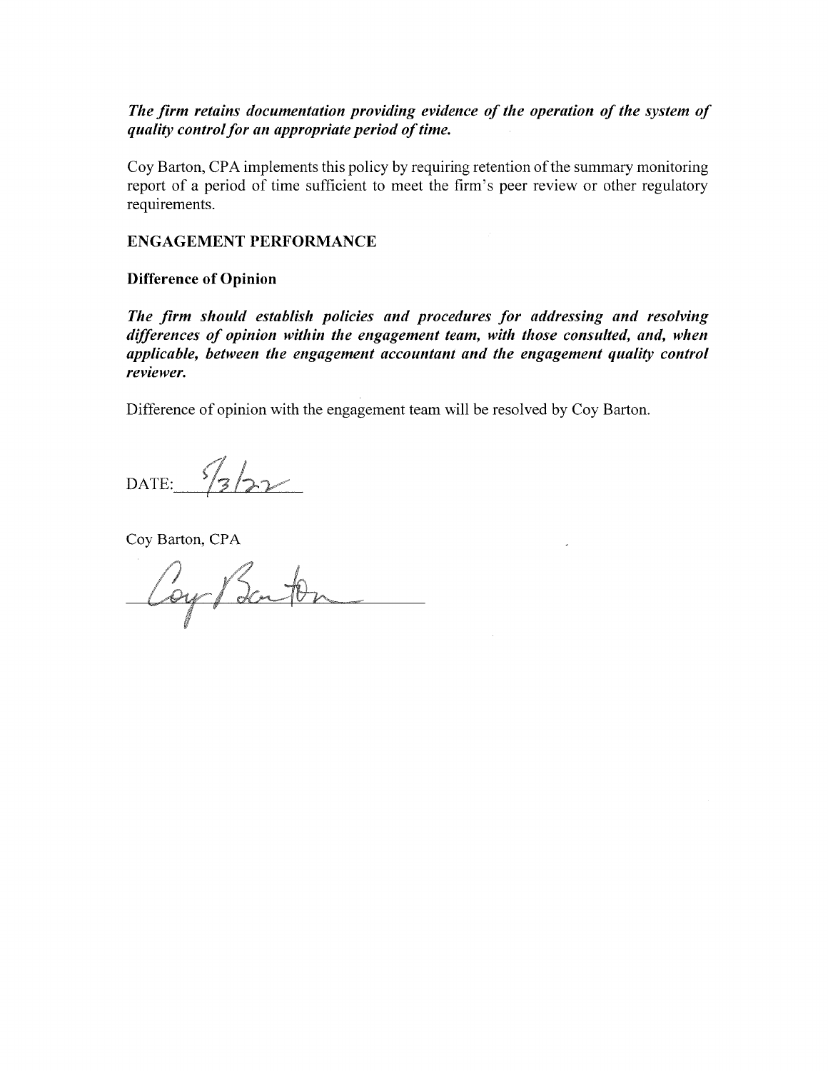***The firm retains documentation providing evidence of the operation of the system of quality control for an appropriate period of time.***

Coy Barton, CPA implements this policy by requiring retention of the summary monitoring report of a period of time sufficient to meet the firm's peer review or other regulatory requirements.

## ENGAGEMENT PERFORMANCE

### Difference of Opinion

***The firm should establish policies and procedures for addressing and resolving differences of opinion within the engagement team, with those consulted, and, when applicable, between the engagement accountant and the engagement quality control reviewer.***

Difference of opinion with the engagement team will be resolved by Coy Barton.

DATE: 5/3/22

Coy Barton, CPA

Coy Barton